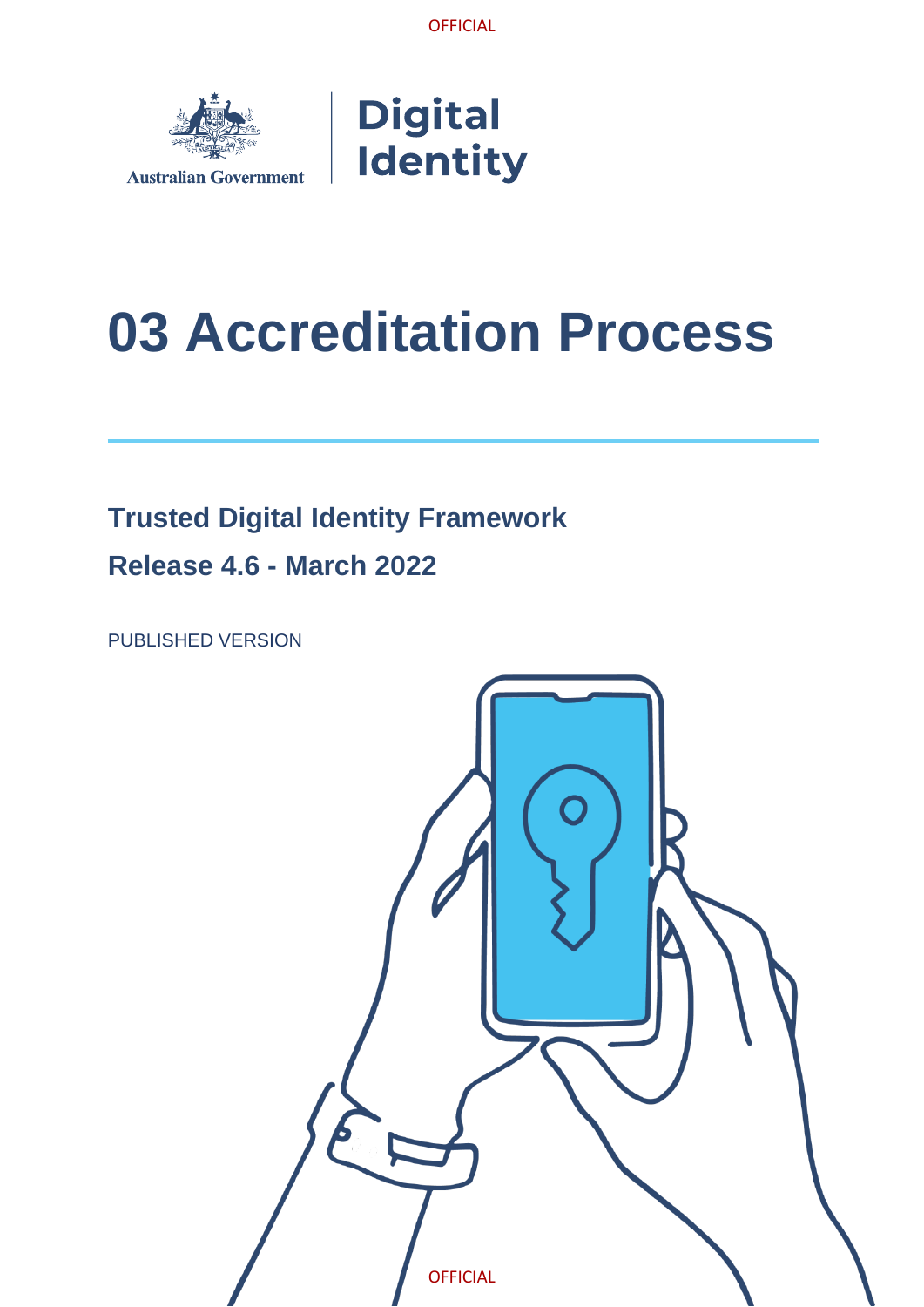Australian Government | Digital Identity

# 03 Accreditation Process

## Trusted Digital Identity Framework

## Release 4.6 - March 2022

PUBLISHED VERSION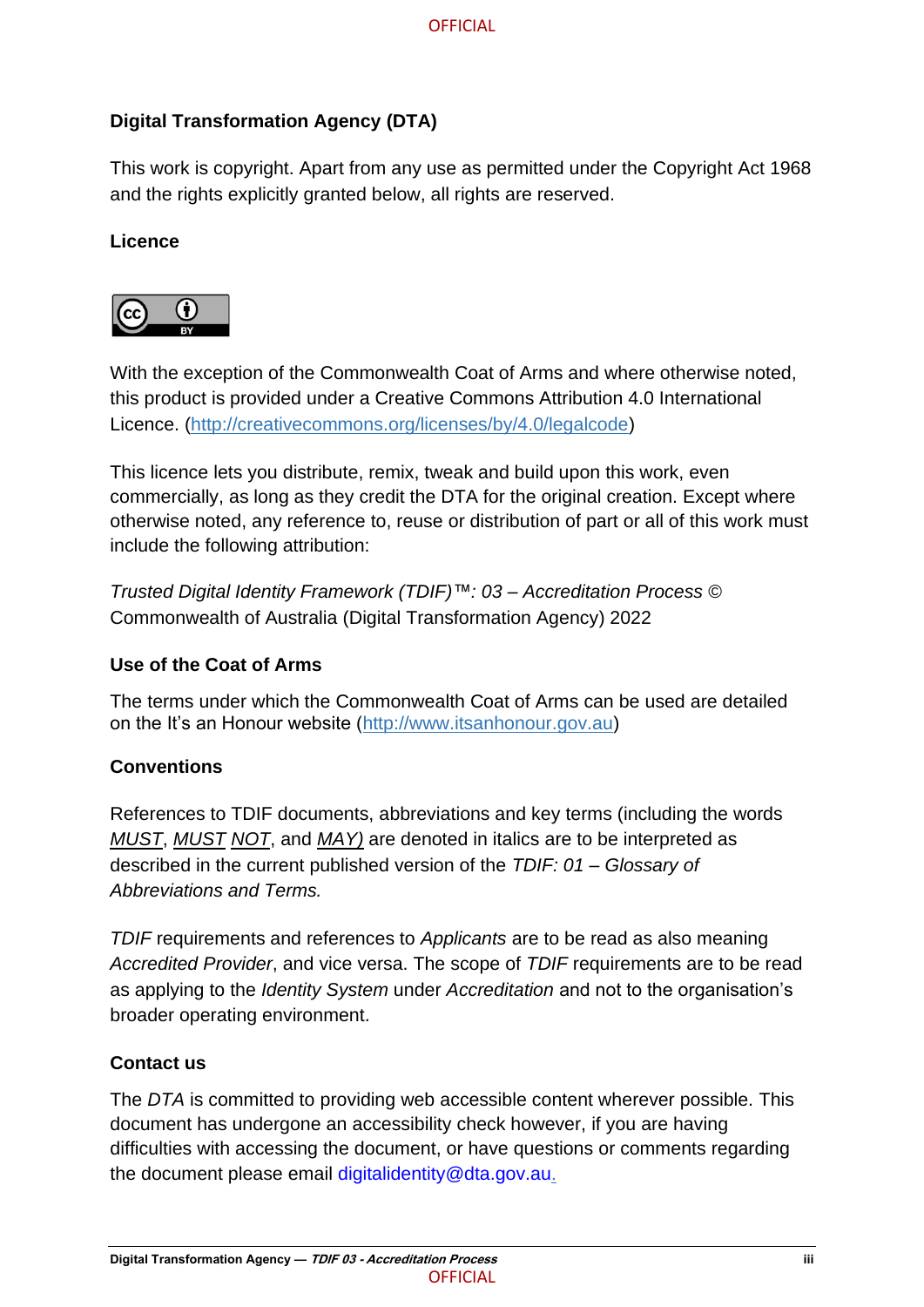### Digital Transformation Agency (DTA)

This work is copyright. Apart from any use as permitted under the Copyright Act 1968 and the rights explicitly granted below, all rights are reserved.

### Licence

With the exception of the Commonwealth Coat of Arms and where otherwise noted, this product is provided under a Creative Commons Attribution 4.0 International Licence. (http://creativecommons.org/licenses/by/4.0/legalcode)

This licence lets you distribute, remix, tweak and build upon this work, even commercially, as long as they credit the DTA for the original creation. Except where otherwise noted, any reference to, reuse or distribution of part or all of this work must include the following attribution:

*Trusted Digital Identity Framework (TDIF)™: 03 – Accreditation Process* © Commonwealth of Australia (Digital Transformation Agency) 2022

### Use of the Coat of Arms

The terms under which the Commonwealth Coat of Arms can be used are detailed on the It's an Honour website (http://www.itsanhonour.gov.au)

### Conventions

References to TDIF documents, abbreviations and key terms (including the words *MUST*, *MUST NOT*, and *MAY)* are denoted in italics are to be interpreted as described in the current published version of the *TDIF: 01 – Glossary of Abbreviations and Terms.*

*TDIF* requirements and references to *Applicants* are to be read as also meaning *Accredited Provider*, and vice versa. The scope of *TDIF* requirements are to be read as applying to the *Identity System* under *Accreditation* and not to the organisation's broader operating environment.

### Contact us

The *DTA* is committed to providing web accessible content wherever possible. This document has undergone an accessibility check however, if you are having difficulties with accessing the document, or have questions or comments regarding the document please email digitalidentity@dta.gov.au.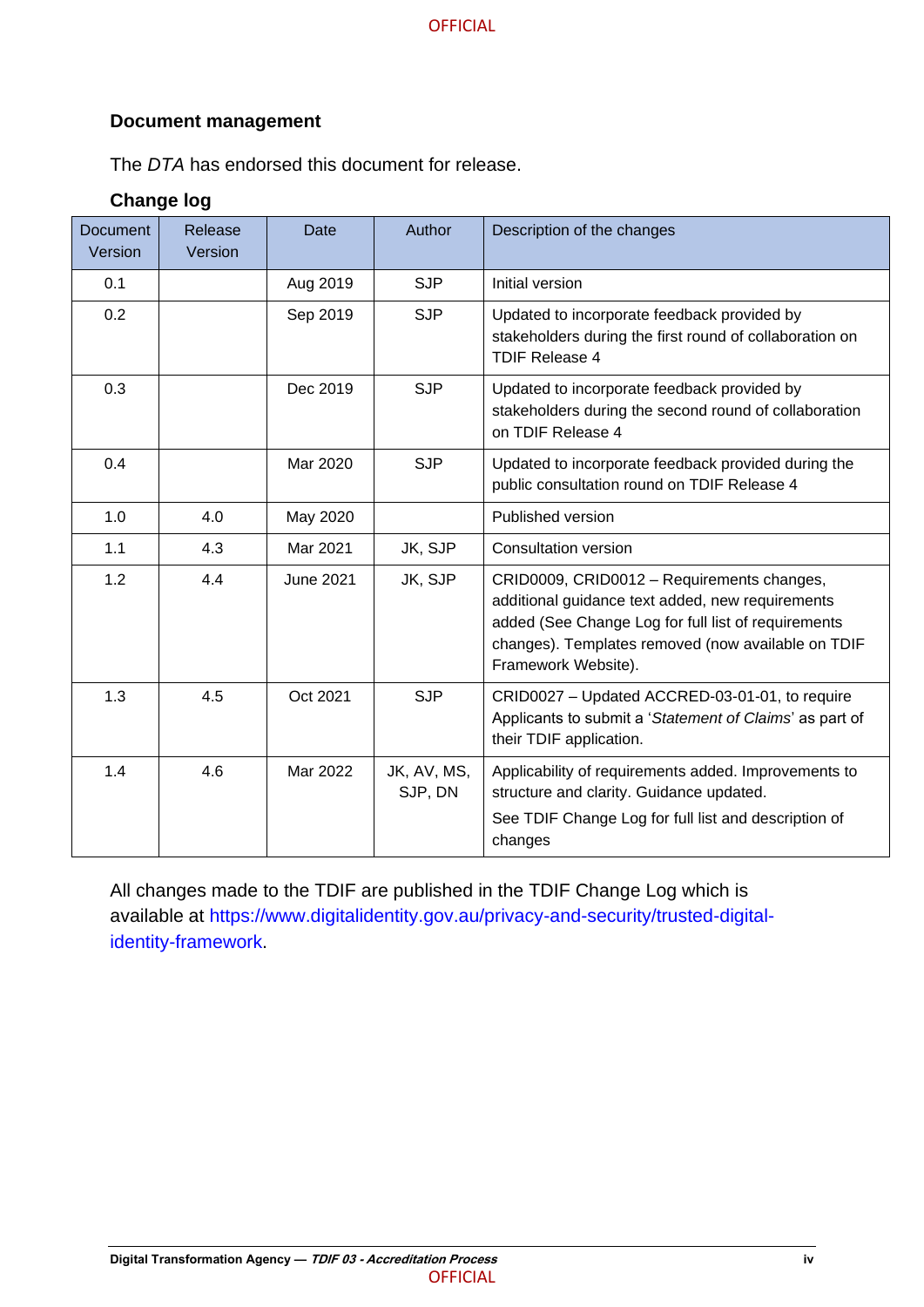### Document management

The *DTA* has endorsed this document for release.

#### Change log

| Document Version | Release Version | Date | Author | Description of the changes |
|---|---|---|---|---|
| 0.1 | | Aug 2019 | SJP | Initial version |
| 0.2 | | Sep 2019 | SJP | Updated to incorporate feedback provided by stakeholders during the first round of collaboration on TDIF Release 4 |
| 0.3 | | Dec 2019 | SJP | Updated to incorporate feedback provided by stakeholders during the second round of collaboration on TDIF Release 4 |
| 0.4 | | Mar 2020 | SJP | Updated to incorporate feedback provided during the public consultation round on TDIF Release 4 |
| 1.0 | 4.0 | May 2020 | | Published version |
| 1.1 | 4.3 | Mar 2021 | JK, SJP | Consultation version |
| 1.2 | 4.4 | June 2021 | JK, SJP | CRID0009, CRID0012 – Requirements changes, additional guidance text added, new requirements added (See Change Log for full list of requirements changes). Templates removed (now available on TDIF Framework Website). |
| 1.3 | 4.5 | Oct 2021 | SJP | CRID0027 – Updated ACCRED-03-01-01, to require Applicants to submit a '*Statement of Claims*' as part of their TDIF application. |
| 1.4 | 4.6 | Mar 2022 | JK, AV, MS, SJP, DN | Applicability of requirements added. Improvements to structure and clarity. Guidance updated. See TDIF Change Log for full list and description of changes |

All changes made to the TDIF are published in the TDIF Change Log which is available at https://www.digitalidentity.gov.au/privacy-and-security/trusted-digital-identity-framework.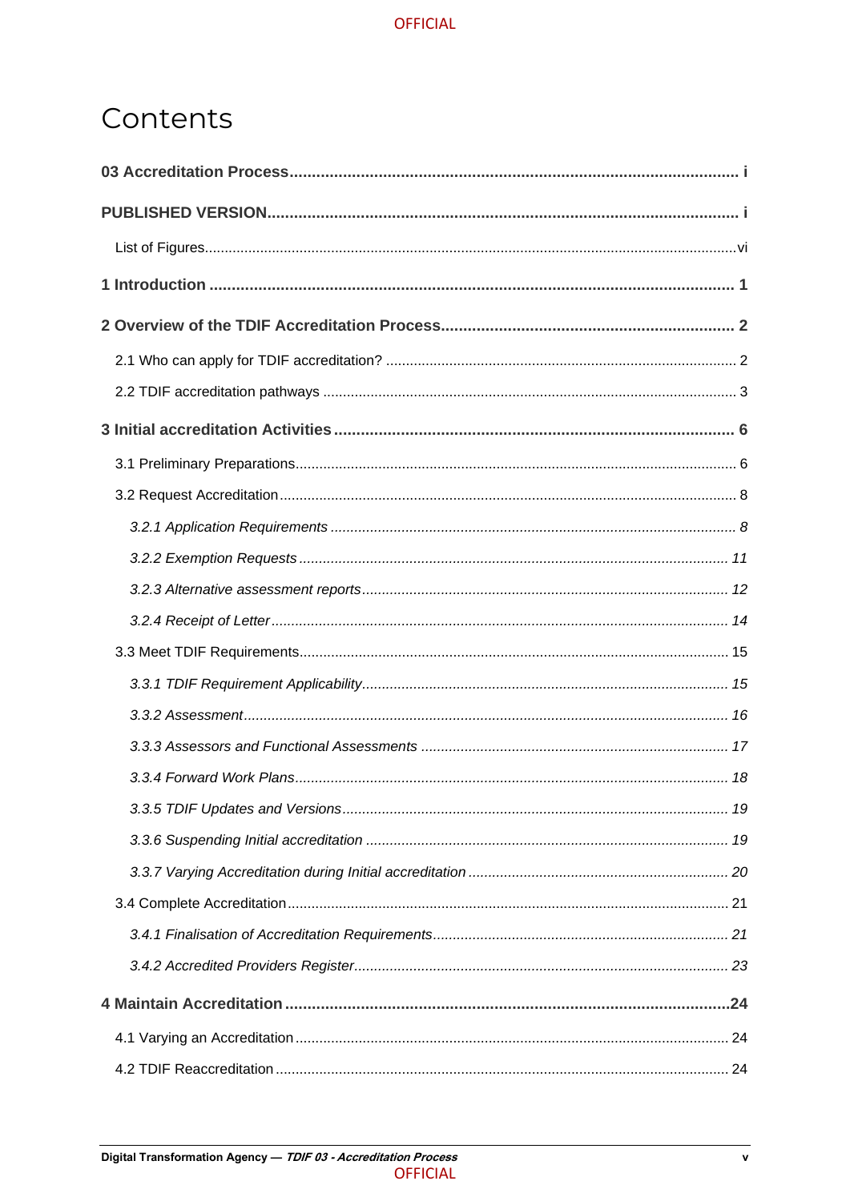# Contents

**03 Accreditation Process** ..... i

**PUBLISHED VERSION** ..... i

- List of Figures ..... vi

**1 Introduction** ..... 1

**2 Overview of the TDIF Accreditation Process** ..... 2

- 2.1 Who can apply for TDIF accreditation? ..... 2
- 2.2 TDIF accreditation pathways ..... 3

**3 Initial accreditation Activities** ..... 6

- 3.1 Preliminary Preparations ..... 6
- 3.2 Request Accreditation ..... 8
  - *3.2.1 Application Requirements* ..... 8
  - *3.2.2 Exemption Requests* ..... 11
  - *3.2.3 Alternative assessment reports* ..... 12
  - *3.2.4 Receipt of Letter* ..... 14
- 3.3 Meet TDIF Requirements ..... 15
  - *3.3.1 TDIF Requirement Applicability* ..... 15
  - *3.3.2 Assessment* ..... 16
  - *3.3.3 Assessors and Functional Assessments* ..... 17
  - *3.3.4 Forward Work Plans* ..... 18
  - *3.3.5 TDIF Updates and Versions* ..... 19
  - *3.3.6 Suspending Initial accreditation* ..... 19
  - *3.3.7 Varying Accreditation during Initial accreditation* ..... 20
- 3.4 Complete Accreditation ..... 21
  - *3.4.1 Finalisation of Accreditation Requirements* ..... 21
  - *3.4.2 Accredited Providers Register* ..... 23

**4 Maintain Accreditation** ..... 24

- 4.1 Varying an Accreditation ..... 24
- 4.2 TDIF Reaccreditation ..... 24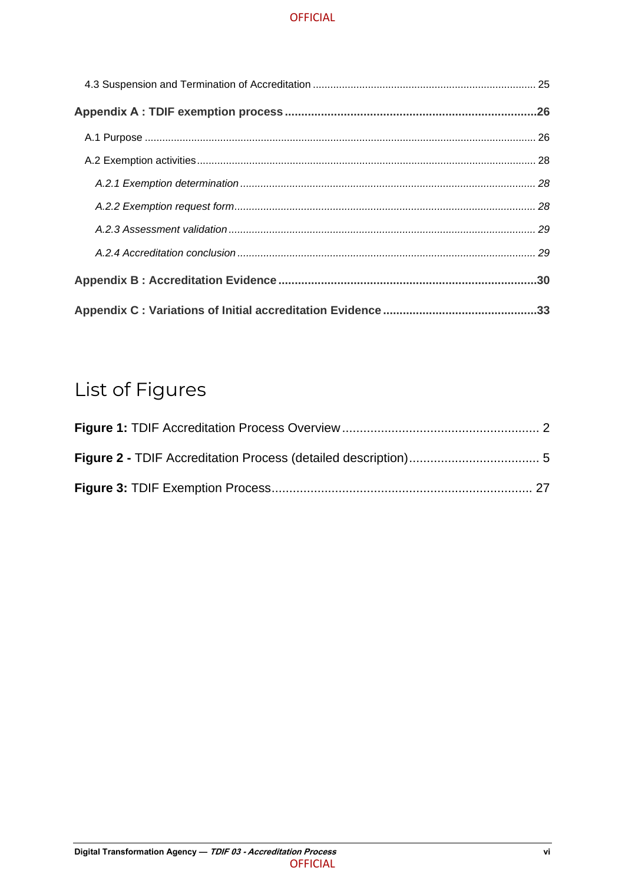4.3 Suspension and Termination of Accreditation ........................................................................... 25

**Appendix A : TDIF exemption process ............................................................................26**

A.1 Purpose ..................................................................................................................................... 26

A.2 Exemption activities.................................................................................................................... 28

*A.2.1 Exemption determination ..................................................................................................... 28*

*A.2.2 Exemption request form....................................................................................................... 28*

*A.2.3 Assessment validation ......................................................................................................... 29*

*A.2.4 Accreditation conclusion ...................................................................................................... 29*

**Appendix B : Accreditation Evidence ..............................................................................30**

**Appendix C : Variations of Initial accreditation Evidence ...............................................33**

## List of Figures

**Figure 1:** TDIF Accreditation Process Overview ........................................................ 2

**Figure 2 -** TDIF Accreditation Process (detailed description)..................................... 5

**Figure 3:** TDIF Exemption Process.......................................................................... 27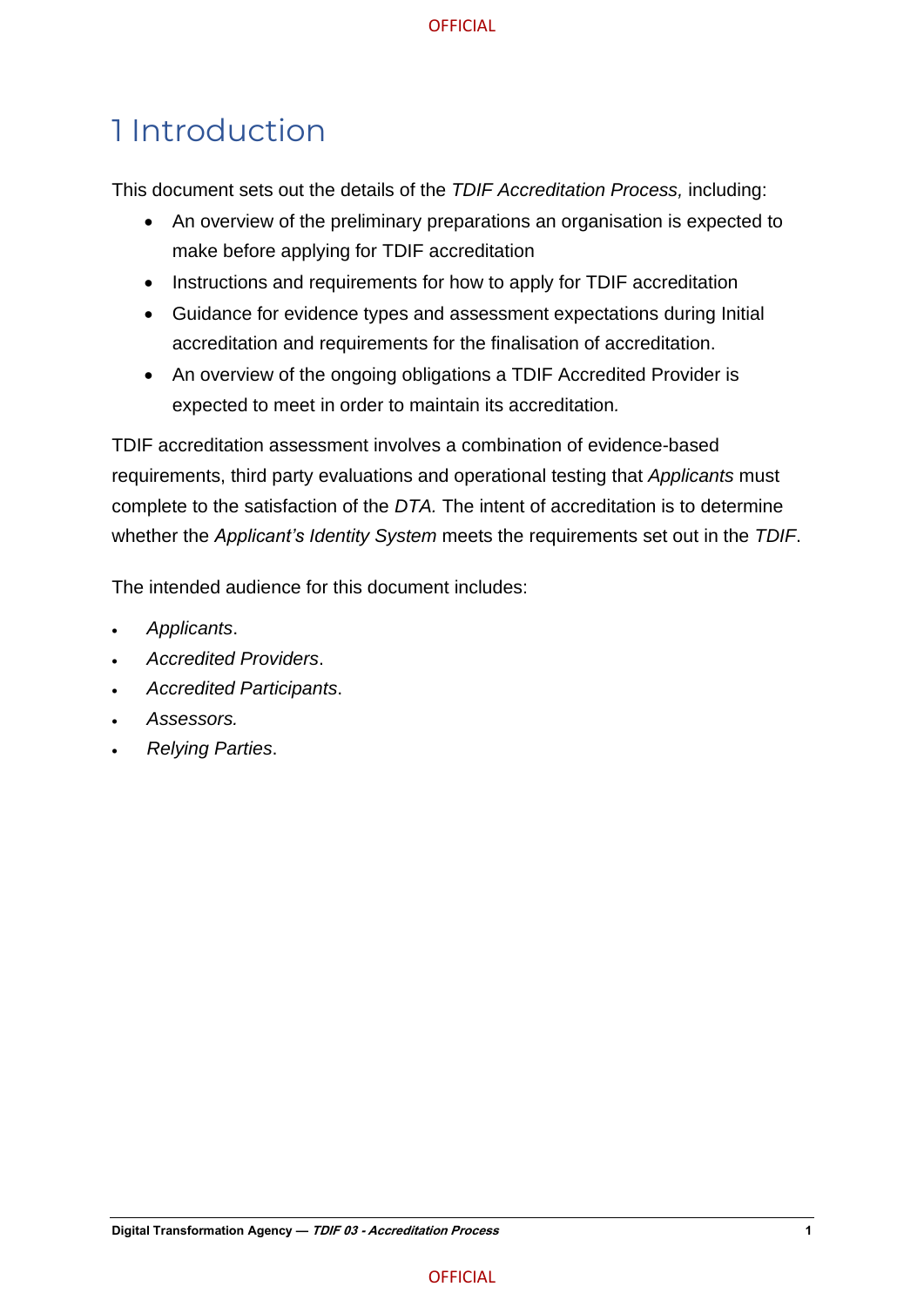# 1 Introduction

This document sets out the details of the *TDIF Accreditation Process,* including:

- An overview of the preliminary preparations an organisation is expected to make before applying for TDIF accreditation
- Instructions and requirements for how to apply for TDIF accreditation
- Guidance for evidence types and assessment expectations during Initial accreditation and requirements for the finalisation of accreditation.
- An overview of the ongoing obligations a TDIF Accredited Provider is expected to meet in order to maintain its accreditation.

TDIF accreditation assessment involves a combination of evidence-based requirements, third party evaluations and operational testing that *Applicants* must complete to the satisfaction of the *DTA.* The intent of accreditation is to determine whether the *Applicant's Identity System* meets the requirements set out in the *TDIF*.

The intended audience for this document includes:

- *Applicants*.
- *Accredited Providers*.
- *Accredited Participants*.
- *Assessors.*
- *Relying Parties*.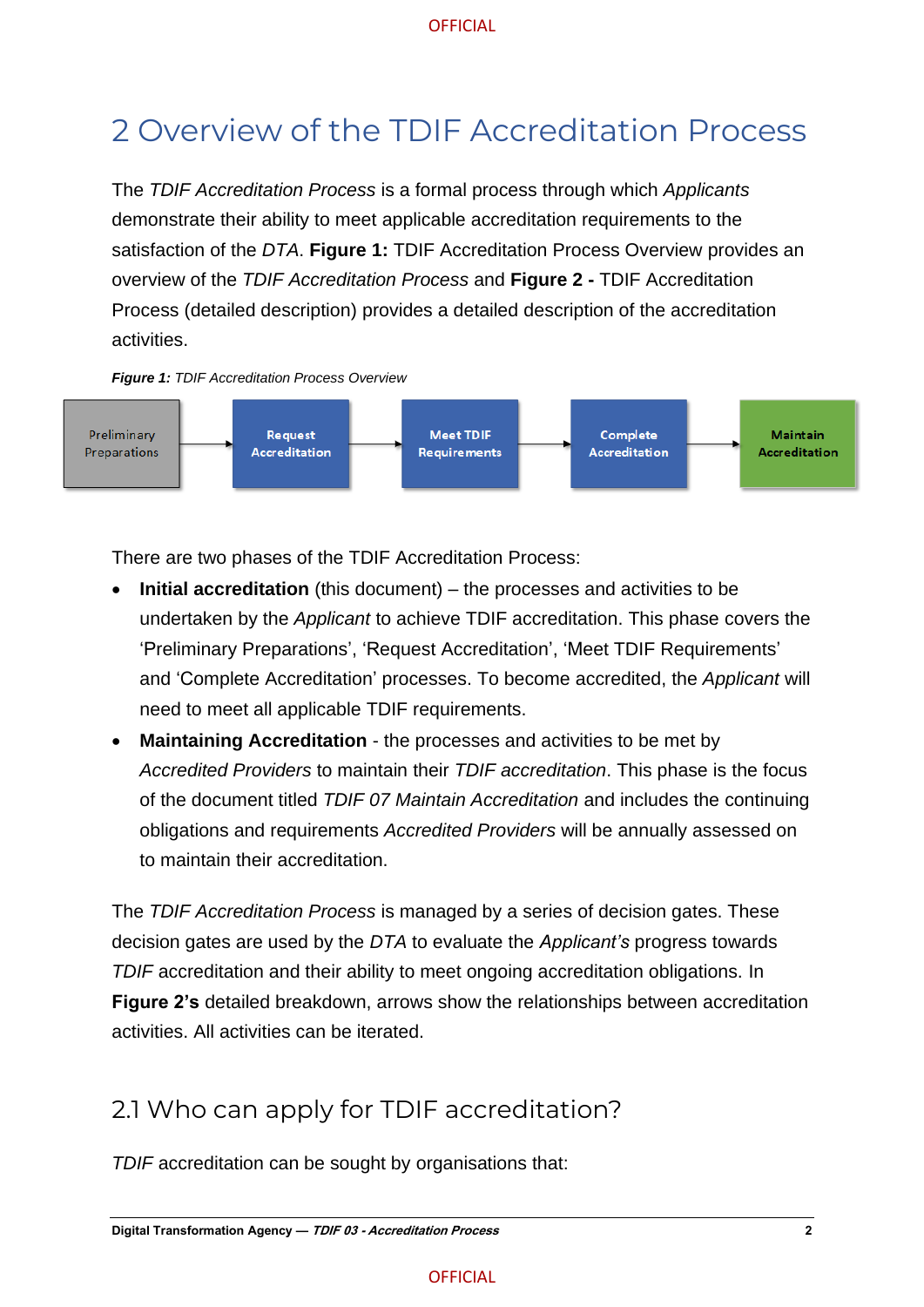# 2 Overview of the TDIF Accreditation Process

The *TDIF Accreditation Process* is a formal process through which *Applicants* demonstrate their ability to meet applicable accreditation requirements to the satisfaction of the *DTA*. **Figure 1:** TDIF Accreditation Process Overview provides an overview of the *TDIF Accreditation Process* and **Figure 2 -** TDIF Accreditation Process (detailed description) provides a detailed description of the accreditation activities.

***Figure 1:*** *TDIF Accreditation Process Overview*

Preliminary Preparations → Request Accreditation → Meet TDIF Requirements → Complete Accreditation → Maintain Accreditation

There are two phases of the TDIF Accreditation Process:

- **Initial accreditation** (this document) – the processes and activities to be undertaken by the *Applicant* to achieve TDIF accreditation. This phase covers the 'Preliminary Preparations', 'Request Accreditation', 'Meet TDIF Requirements' and 'Complete Accreditation' processes. To become accredited, the *Applicant* will need to meet all applicable TDIF requirements.
- **Maintaining Accreditation** - the processes and activities to be met by *Accredited Providers* to maintain their *TDIF accreditation*. This phase is the focus of the document titled *TDIF 07 Maintain Accreditation* and includes the continuing obligations and requirements *Accredited Providers* will be annually assessed on to maintain their accreditation.

The *TDIF Accreditation Process* is managed by a series of decision gates. These decision gates are used by the *DTA* to evaluate the *Applicant's* progress towards *TDIF* accreditation and their ability to meet ongoing accreditation obligations. In **Figure 2's** detailed breakdown, arrows show the relationships between accreditation activities. All activities can be iterated.

## 2.1 Who can apply for TDIF accreditation?

*TDIF* accreditation can be sought by organisations that: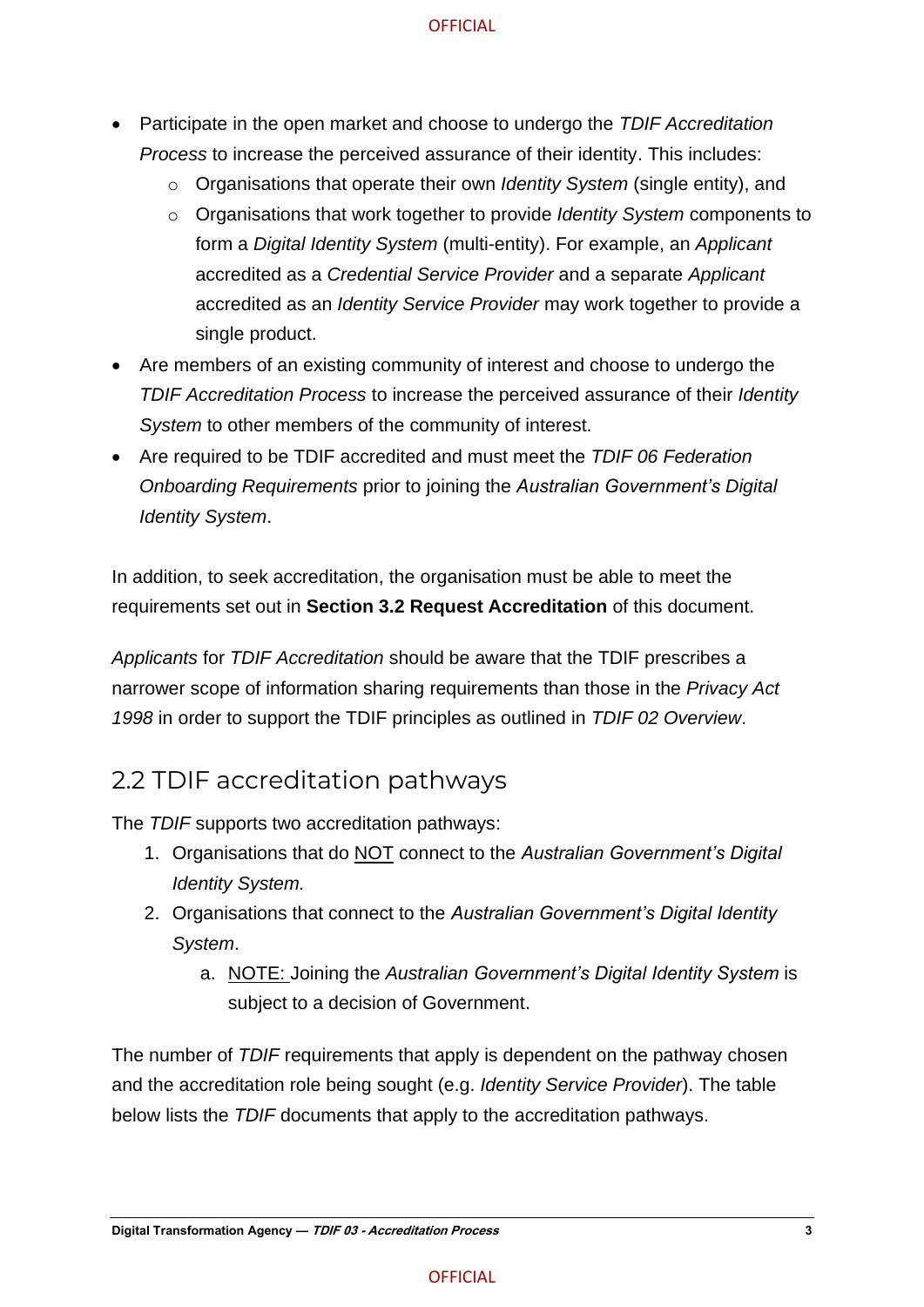- Participate in the open market and choose to undergo the *TDIF Accreditation Process* to increase the perceived assurance of their identity. This includes:
    - Organisations that operate their own *Identity System* (single entity), and
    - Organisations that work together to provide *Identity System* components to form a *Digital Identity System* (multi-entity). For example, an *Applicant* accredited as a *Credential Service Provider* and a separate *Applicant* accredited as an *Identity Service Provider* may work together to provide a single product.
- Are members of an existing community of interest and choose to undergo the *TDIF Accreditation Process* to increase the perceived assurance of their *Identity System* to other members of the community of interest.
- Are required to be TDIF accredited and must meet the *TDIF 06 Federation Onboarding Requirements* prior to joining the *Australian Government's Digital Identity System*.

In addition, to seek accreditation, the organisation must be able to meet the requirements set out in **Section 3.2 Request Accreditation** of this document.

*Applicants* for *TDIF Accreditation* should be aware that the TDIF prescribes a narrower scope of information sharing requirements than those in the *Privacy Act 1998* in order to support the TDIF principles as outlined in *TDIF 02 Overview*.

## 2.2 TDIF accreditation pathways

The *TDIF* supports two accreditation pathways:

1. Organisations that do <u>NOT</u> connect to the *Australian Government's Digital Identity System.*
2. Organisations that connect to the *Australian Government's Digital Identity System*.
    a. <u>NOTE:</u> Joining the *Australian Government's Digital Identity System* is subject to a decision of Government.

The number of *TDIF* requirements that apply is dependent on the pathway chosen and the accreditation role being sought (e.g. *Identity Service Provider*). The table below lists the *TDIF* documents that apply to the accreditation pathways.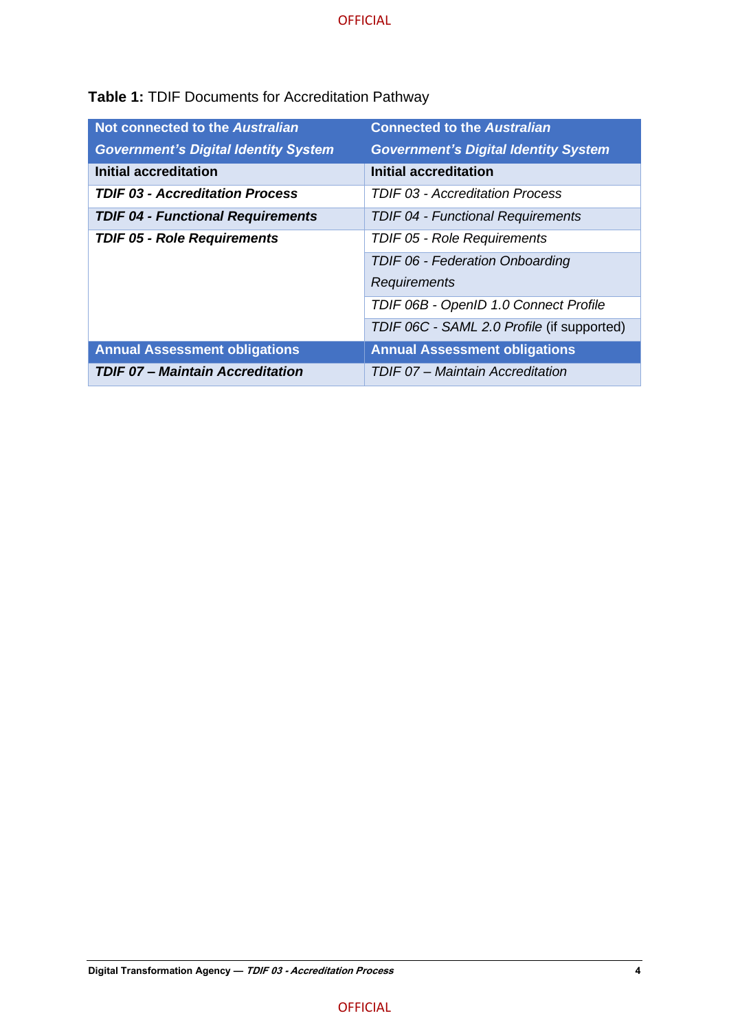**Table 1:** TDIF Documents for Accreditation Pathway

| Not connected to the *Australian Government's Digital Identity System* | Connected to the *Australian Government's Digital Identity System* |
|---|---|
| **Initial accreditation** | **Initial accreditation** |
| ***TDIF 03 - Accreditation Process*** | *TDIF 03 - Accreditation Process* |
| ***TDIF 04 - Functional Requirements*** | *TDIF 04 - Functional Requirements* |
| ***TDIF 05 - Role Requirements*** | *TDIF 05 - Role Requirements* |
| | *TDIF 06 - Federation Onboarding Requirements* |
| | *TDIF 06B - OpenID 1.0 Connect Profile* |
| | *TDIF 06C - SAML 2.0 Profile* (if supported) |
| **Annual Assessment obligations** | **Annual Assessment obligations** |
| ***TDIF 07 – Maintain Accreditation*** | *TDIF 07 – Maintain Accreditation* |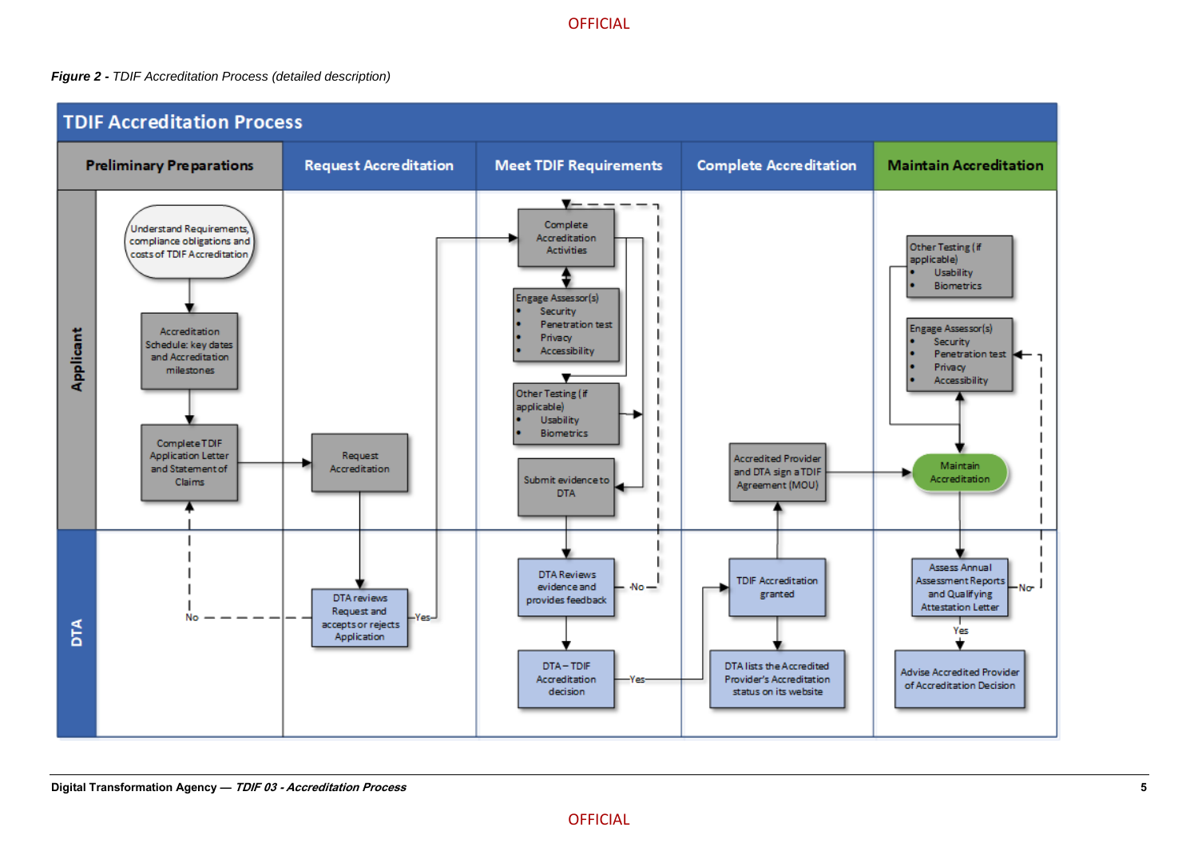***Figure 2 -*** *TDIF Accreditation Process (detailed description)*

**TDIF Accreditation Process**

| | Preliminary Preparations | Request Accreditation | Meet TDIF Requirements | Complete Accreditation | Maintain Accreditation |
|---|---|---|---|---|---|
| **Applicant** | Understand Requirements, compliance obligations and costs of TDIF Accreditation<br>Accreditation Schedule: key dates and Accreditation milestones<br>Complete TDIF Application Letter and Statement of Claims | Request Accreditation | Complete Accreditation Activities<br>Engage Assessor(s): Security; Penetration test; Privacy; Accessibility<br>Other Testing (if applicable): Usability; Biometrics<br>Submit evidence to DTA | Accredited Provider and DTA sign a TDIF Agreement (MOU) | Other Testing (if applicable): Usability; Biometrics<br>Engage Assessor(s): Security; Penetration test; Privacy; Accessibility<br>Maintain Accreditation |
| **DTA** | No | DTA reviews Request and accepts or rejects Application<br>Yes | DTA Reviews evidence and provides feedback<br>No<br>DTA – TDIF Accreditation decision<br>Yes | TDIF Accreditation granted<br>DTA lists the Accredited Provider's Accreditation status on its website | Assess Annual Assessment Reports and Qualifying Attestation Letter<br>No<br>Yes<br>Advise Accredited Provider of Accreditation Decision |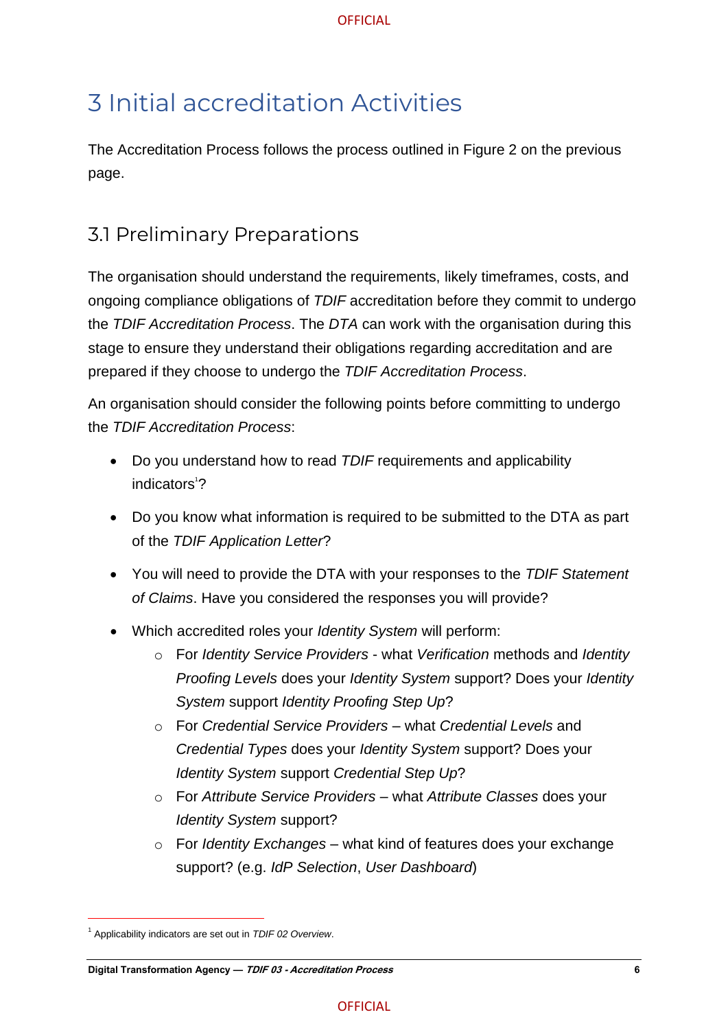# 3 Initial accreditation Activities

The Accreditation Process follows the process outlined in Figure 2 on the previous page.

## 3.1 Preliminary Preparations

The organisation should understand the requirements, likely timeframes, costs, and ongoing compliance obligations of *TDIF* accreditation before they commit to undergo the *TDIF Accreditation Process*. The *DTA* can work with the organisation during this stage to ensure they understand their obligations regarding accreditation and are prepared if they choose to undergo the *TDIF Accreditation Process*.

An organisation should consider the following points before committing to undergo the *TDIF Accreditation Process*:

- Do you understand how to read *TDIF* requirements and applicability indicators[1]?
- Do you know what information is required to be submitted to the DTA as part of the *TDIF Application Letter*?
- You will need to provide the DTA with your responses to the *TDIF Statement of Claims*. Have you considered the responses you will provide?
- Which accredited roles your *Identity System* will perform:
  - For *Identity Service Providers* - what *Verification* methods and *Identity Proofing Levels* does your *Identity System* support? Does your *Identity System* support *Identity Proofing Step Up*?
  - For *Credential Service Providers* – what *Credential Levels* and *Credential Types* does your *Identity System* support? Does your *Identity System* support *Credential Step Up*?
  - For *Attribute Service Providers* – what *Attribute Classes* does your *Identity System* support?
  - For *Identity Exchanges* – what kind of features does your exchange support? (e.g. *IdP Selection*, *User Dashboard*)

[1] Applicability indicators are set out in *TDIF 02 Overview*.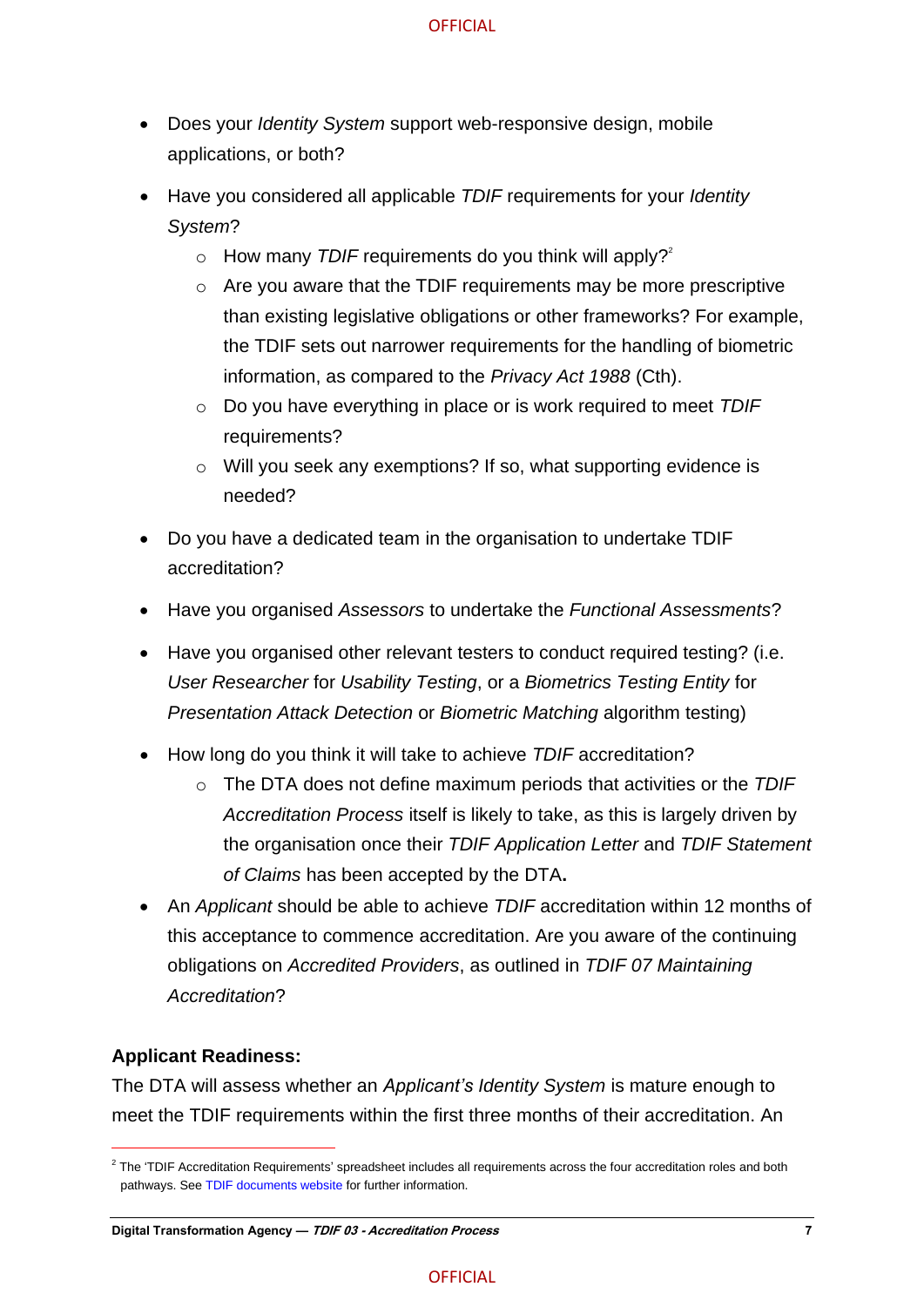- Does your *Identity System* support web-responsive design, mobile applications, or both?
- Have you considered all applicable *TDIF* requirements for your *Identity System*?
  - How many *TDIF* requirements do you think will apply?[2]
  - Are you aware that the TDIF requirements may be more prescriptive than existing legislative obligations or other frameworks? For example, the TDIF sets out narrower requirements for the handling of biometric information, as compared to the *Privacy Act 1988* (Cth).
  - Do you have everything in place or is work required to meet *TDIF* requirements?
  - Will you seek any exemptions? If so, what supporting evidence is needed?
- Do you have a dedicated team in the organisation to undertake TDIF accreditation?
- Have you organised *Assessors* to undertake the *Functional Assessments*?
- Have you organised other relevant testers to conduct required testing? (i.e. *User Researcher* for *Usability Testing*, or a *Biometrics Testing Entity* for *Presentation Attack Detection* or *Biometric Matching* algorithm testing)
- How long do you think it will take to achieve *TDIF* accreditation?
  - The DTA does not define maximum periods that activities or the *TDIF Accreditation Process* itself is likely to take, as this is largely driven by the organisation once their *TDIF Application Letter* and *TDIF Statement of Claims* has been accepted by the DTA**.**
- An *Applicant* should be able to achieve *TDIF* accreditation within 12 months of this acceptance to commence accreditation. Are you aware of the continuing obligations on *Accredited Providers*, as outlined in *TDIF 07 Maintaining Accreditation*?

**Applicant Readiness:**

The DTA will assess whether an *Applicant's Identity System* is mature enough to meet the TDIF requirements within the first three months of their accreditation. An

[2] The 'TDIF Accreditation Requirements' spreadsheet includes all requirements across the four accreditation roles and both pathways. See TDIF documents website for further information.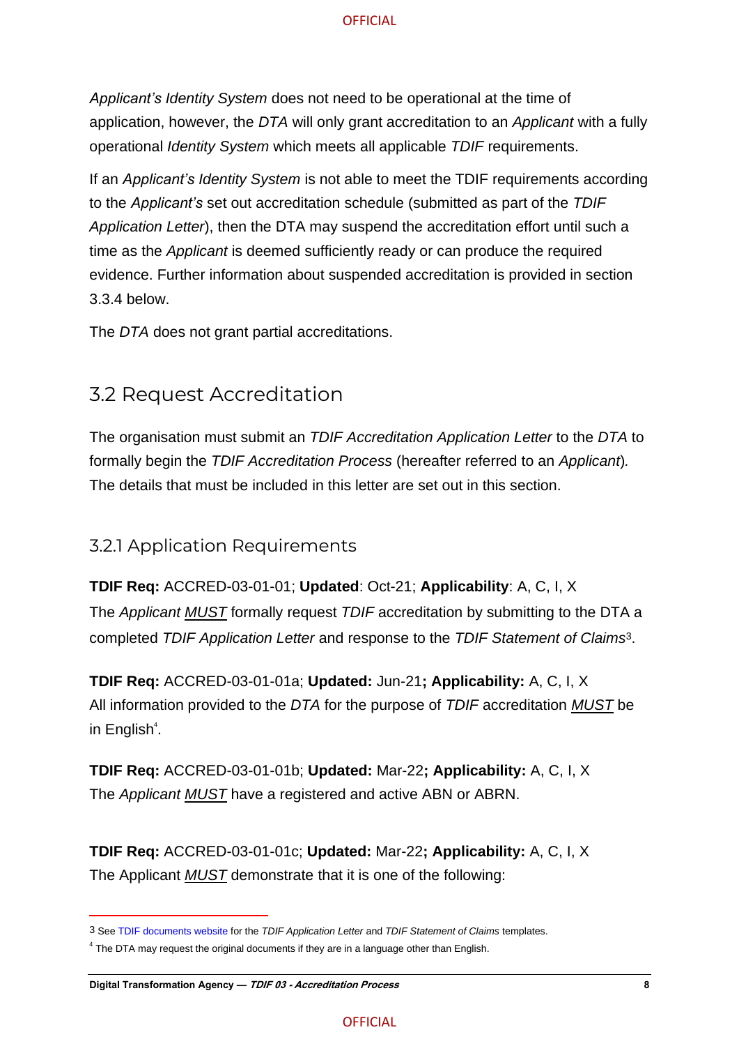*Applicant's Identity System* does not need to be operational at the time of application, however, the *DTA* will only grant accreditation to an *Applicant* with a fully operational *Identity System* which meets all applicable *TDIF* requirements.

If an *Applicant's Identity System* is not able to meet the TDIF requirements according to the *Applicant's* set out accreditation schedule (submitted as part of the *TDIF Application Letter*), then the DTA may suspend the accreditation effort until such a time as the *Applicant* is deemed sufficiently ready or can produce the required evidence. Further information about suspended accreditation is provided in section 3.3.4 below.

The *DTA* does not grant partial accreditations.

## 3.2 Request Accreditation

The organisation must submit an *TDIF Accreditation Application Letter* to the *DTA* to formally begin the *TDIF Accreditation Process* (hereafter referred to an *Applicant*). The details that must be included in this letter are set out in this section.

### 3.2.1 Application Requirements

**TDIF Req:** ACCRED-03-01-01; **Updated**: Oct-21; **Applicability**: A, C, I, X
The *Applicant* <u>*MUST*</u> formally request *TDIF* accreditation by submitting to the DTA a completed *TDIF Application Letter* and response to the *TDIF Statement of Claims*[3].

**TDIF Req:** ACCRED-03-01-01a; **Updated:** Jun-21**; Applicability:** A, C, I, X
All information provided to the *DTA* for the purpose of *TDIF* accreditation <u>*MUST*</u> be in English[4].

**TDIF Req:** ACCRED-03-01-01b; **Updated:** Mar-22**; Applicability:** A, C, I, X
The *Applicant* <u>*MUST*</u> have a registered and active ABN or ABRN.

**TDIF Req:** ACCRED-03-01-01c; **Updated:** Mar-22**; Applicability:** A, C, I, X
The Applicant <u>*MUST*</u> demonstrate that it is one of the following:

---

[3] See TDIF documents website for the *TDIF Application Letter* and *TDIF Statement of Claims* templates.

[4] The DTA may request the original documents if they are in a language other than English.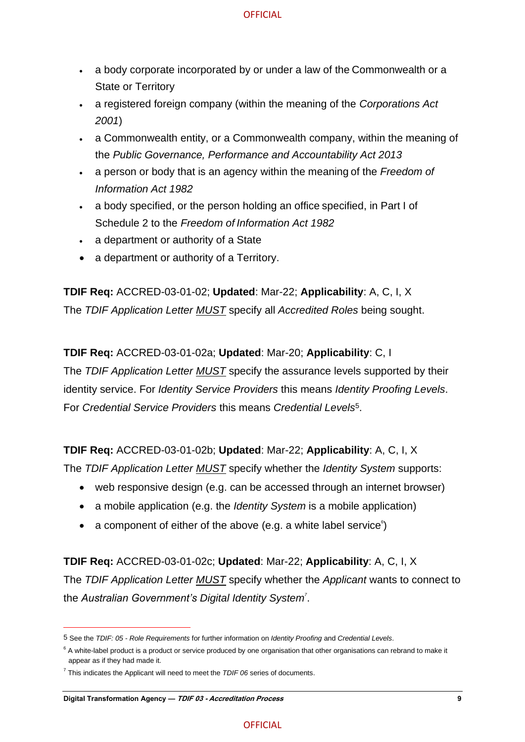- a body corporate incorporated by or under a law of the Commonwealth or a State or Territory
- a registered foreign company (within the meaning of the *Corporations Act 2001*)
- a Commonwealth entity, or a Commonwealth company, within the meaning of the *Public Governance, Performance and Accountability Act 2013*
- a person or body that is an agency within the meaning of the *Freedom of Information Act 1982*
- a body specified, or the person holding an office specified, in Part I of Schedule 2 to the *Freedom of Information Act 1982*
- a department or authority of a State
- a department or authority of a Territory.

**TDIF Req:** ACCRED-03-01-02; **Updated**: Mar-22; **Applicability**: A, C, I, X
The *TDIF Application Letter* MUST specify all *Accredited Roles* being sought.

**TDIF Req:** ACCRED-03-01-02a; **Updated**: Mar-20; **Applicability**: C, I
The *TDIF Application Letter* MUST specify the assurance levels supported by their identity service. For *Identity Service Providers* this means *Identity Proofing Levels*. For *Credential Service Providers* this means *Credential Levels*[5].

**TDIF Req:** ACCRED-03-01-02b; **Updated**: Mar-22; **Applicability**: A, C, I, X
The *TDIF Application Letter* MUST specify whether the *Identity System* supports:

- web responsive design (e.g. can be accessed through an internet browser)
- a mobile application (e.g. the *Identity System* is a mobile application)
- a component of either of the above (e.g. a white label service[6])

**TDIF Req:** ACCRED-03-01-02c; **Updated**: Mar-22; **Applicability**: A, C, I, X
The *TDIF Application Letter* MUST specify whether the *Applicant* wants to connect to the *Australian Government's Digital Identity System*[7].

---

[5] See the *TDIF: 05 - Role Requirements* for further information on *Identity Proofing* and *Credential Levels*.

[6] A white-label product is a product or service produced by one organisation that other organisations can rebrand to make it appear as if they had made it.

[7] This indicates the Applicant will need to meet the *TDIF 06* series of documents.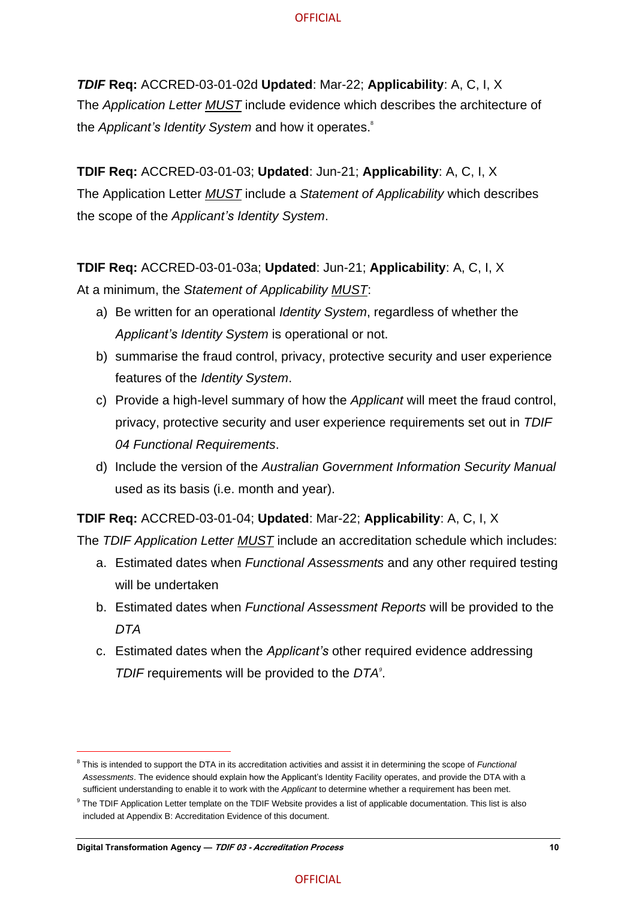***TDIF* Req:** ACCRED-03-01-02d **Updated**: Mar-22; **Applicability**: A, C, I, X
The *Application Letter* *MUST* include evidence which describes the architecture of the *Applicant's Identity System* and how it operates.[8]

**TDIF Req:** ACCRED-03-01-03; **Updated**: Jun-21; **Applicability**: A, C, I, X
The Application Letter *MUST* include a *Statement of Applicability* which describes the scope of the *Applicant's Identity System*.

**TDIF Req:** ACCRED-03-01-03a; **Updated**: Jun-21; **Applicability**: A, C, I, X
At a minimum, the *Statement of Applicability* *MUST*:

a) Be written for an operational *Identity System*, regardless of whether the *Applicant's Identity System* is operational or not.
b) summarise the fraud control, privacy, protective security and user experience features of the *Identity System*.
c) Provide a high-level summary of how the *Applicant* will meet the fraud control, privacy, protective security and user experience requirements set out in *TDIF 04 Functional Requirements*.
d) Include the version of the *Australian Government Information Security Manual* used as its basis (i.e. month and year).

**TDIF Req:** ACCRED-03-01-04; **Updated**: Mar-22; **Applicability**: A, C, I, X
The *TDIF Application Letter* *MUST* include an accreditation schedule which includes:

a. Estimated dates when *Functional Assessments* and any other required testing will be undertaken
b. Estimated dates when *Functional Assessment Reports* will be provided to the *DTA*
c. Estimated dates when the *Applicant's* other required evidence addressing *TDIF* requirements will be provided to the *DTA*[9].

---

[8] This is intended to support the DTA in its accreditation activities and assist it in determining the scope of *Functional Assessments*. The evidence should explain how the Applicant's Identity Facility operates, and provide the DTA with a sufficient understanding to enable it to work with the *Applicant* to determine whether a requirement has been met.

[9] The TDIF Application Letter template on the TDIF Website provides a list of applicable documentation. This list is also included at Appendix B: Accreditation Evidence of this document.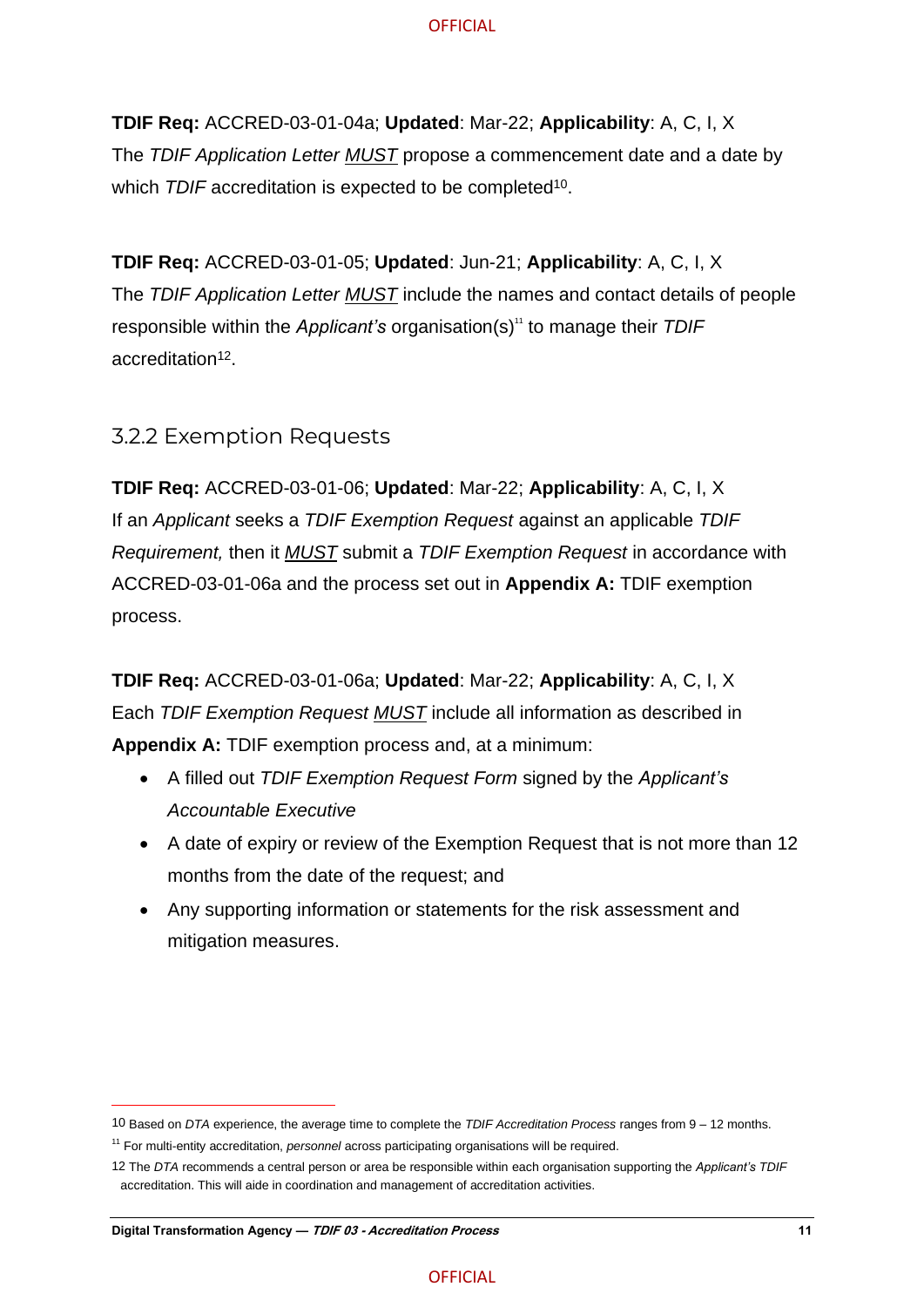**TDIF Req:** ACCRED-03-01-04a; **Updated**: Mar-22; **Applicability**: A, C, I, X
The *TDIF Application Letter* MUST propose a commencement date and a date by which *TDIF* accreditation is expected to be completed[10].

**TDIF Req:** ACCRED-03-01-05; **Updated**: Jun-21; **Applicability**: A, C, I, X
The *TDIF Application Letter* MUST include the names and contact details of people responsible within the *Applicant's* organisation(s)[11] to manage their *TDIF* accreditation[12].

### 3.2.2 Exemption Requests

**TDIF Req:** ACCRED-03-01-06; **Updated**: Mar-22; **Applicability**: A, C, I, X
If an *Applicant* seeks a *TDIF Exemption Request* against an applicable *TDIF Requirement,* then it *MUST* submit a *TDIF Exemption Request* in accordance with ACCRED-03-01-06a and the process set out in **Appendix A:** TDIF exemption process.

**TDIF Req:** ACCRED-03-01-06a; **Updated**: Mar-22; **Applicability**: A, C, I, X
Each *TDIF Exemption Request* MUST include all information as described in **Appendix A:** TDIF exemption process and, at a minimum:

- A filled out *TDIF Exemption Request Form* signed by the *Applicant's Accountable Executive*
- A date of expiry or review of the Exemption Request that is not more than 12 months from the date of the request; and
- Any supporting information or statements for the risk assessment and mitigation measures.

---

10 Based on *DTA* experience, the average time to complete the *TDIF Accreditation Process* ranges from 9 – 12 months.

11 For multi-entity accreditation, *personnel* across participating organisations will be required.

12 The *DTA* recommends a central person or area be responsible within each organisation supporting the *Applicant's TDIF* accreditation. This will aide in coordination and management of accreditation activities.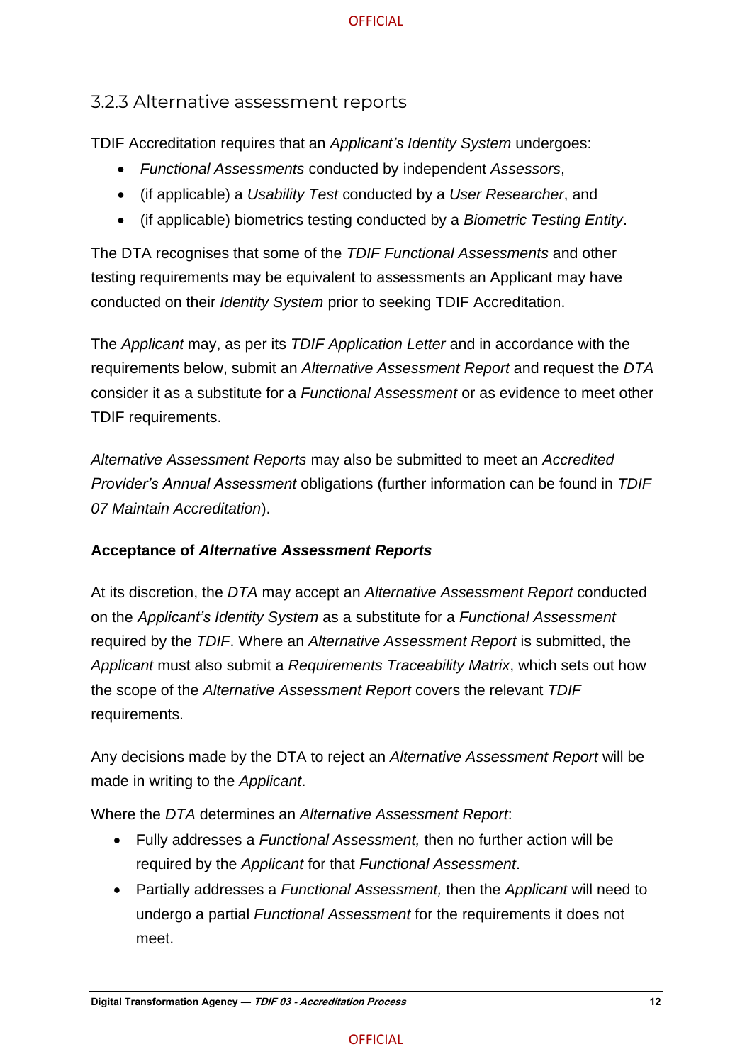### 3.2.3 Alternative assessment reports

TDIF Accreditation requires that an *Applicant's Identity System* undergoes:

- *Functional Assessments* conducted by independent *Assessors*,
- (if applicable) a *Usability Test* conducted by a *User Researcher*, and
- (if applicable) biometrics testing conducted by a *Biometric Testing Entity*.

The DTA recognises that some of the *TDIF Functional Assessments* and other testing requirements may be equivalent to assessments an Applicant may have conducted on their *Identity System* prior to seeking TDIF Accreditation.

The *Applicant* may, as per its *TDIF Application Letter* and in accordance with the requirements below, submit an *Alternative Assessment Report* and request the *DTA* consider it as a substitute for a *Functional Assessment* or as evidence to meet other TDIF requirements.

*Alternative Assessment Reports* may also be submitted to meet an *Accredited Provider's Annual Assessment* obligations (further information can be found in *TDIF 07 Maintain Accreditation*).

**Acceptance of *Alternative Assessment Reports***

At its discretion, the *DTA* may accept an *Alternative Assessment Report* conducted on the *Applicant's Identity System* as a substitute for a *Functional Assessment* required by the *TDIF*. Where an *Alternative Assessment Report* is submitted, the *Applicant* must also submit a *Requirements Traceability Matrix*, which sets out how the scope of the *Alternative Assessment Report* covers the relevant *TDIF* requirements.

Any decisions made by the DTA to reject an *Alternative Assessment Report* will be made in writing to the *Applicant*.

Where the *DTA* determines an *Alternative Assessment Report*:

- Fully addresses a *Functional Assessment,* then no further action will be required by the *Applicant* for that *Functional Assessment*.
- Partially addresses a *Functional Assessment,* then the *Applicant* will need to undergo a partial *Functional Assessment* for the requirements it does not meet.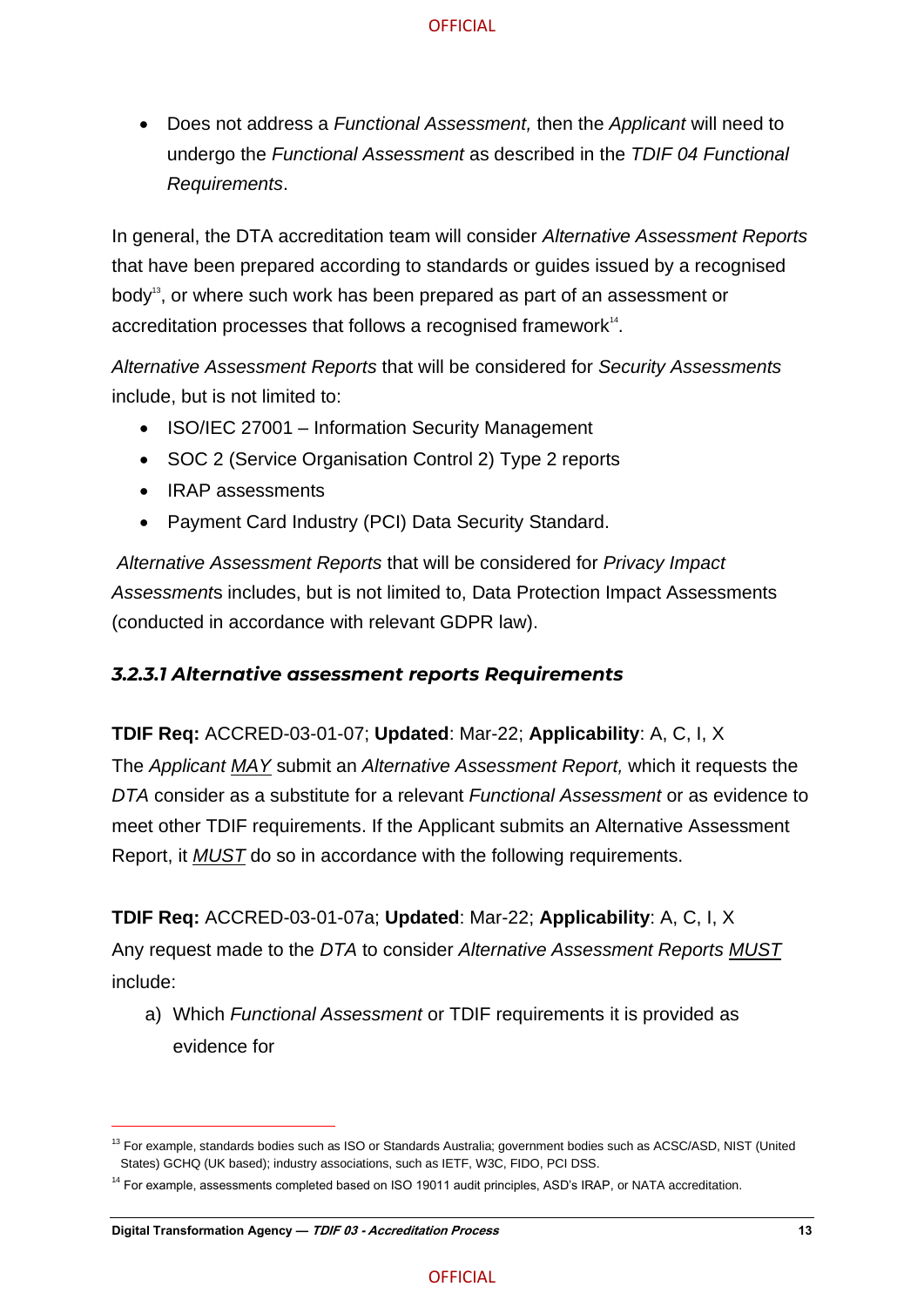- Does not address a *Functional Assessment,* then the *Applicant* will need to undergo the *Functional Assessment* as described in the *TDIF 04 Functional Requirements*.

In general, the DTA accreditation team will consider *Alternative Assessment Reports* that have been prepared according to standards or guides issued by a recognised body[13], or where such work has been prepared as part of an assessment or accreditation processes that follows a recognised framework[14].

*Alternative Assessment Reports* that will be considered for *Security Assessments* include, but is not limited to:

- ISO/IEC 27001 – Information Security Management
- SOC 2 (Service Organisation Control 2) Type 2 reports
- IRAP assessments
- Payment Card Industry (PCI) Data Security Standard.

*Alternative Assessment Reports* that will be considered for *Privacy Impact Assessment*s includes, but is not limited to, Data Protection Impact Assessments (conducted in accordance with relevant GDPR law).

#### *3.2.3.1 Alternative assessment reports Requirements*

**TDIF Req:** ACCRED-03-01-07; **Updated**: Mar-22; **Applicability**: A, C, I, X

The *Applicant* MAY submit an *Alternative Assessment Report,* which it requests the *DTA* consider as a substitute for a relevant *Functional Assessment* or as evidence to meet other TDIF requirements. If the Applicant submits an Alternative Assessment Report, it *MUST* do so in accordance with the following requirements.

**TDIF Req:** ACCRED-03-01-07a; **Updated**: Mar-22; **Applicability**: A, C, I, X

Any request made to the *DTA* to consider *Alternative Assessment Reports* MUST include:

a) Which *Functional Assessment* or TDIF requirements it is provided as evidence for

---

[13] For example, standards bodies such as ISO or Standards Australia; government bodies such as ACSC/ASD, NIST (United States) GCHQ (UK based); industry associations, such as IETF, W3C, FIDO, PCI DSS.

[14] For example, assessments completed based on ISO 19011 audit principles, ASD's IRAP, or NATA accreditation.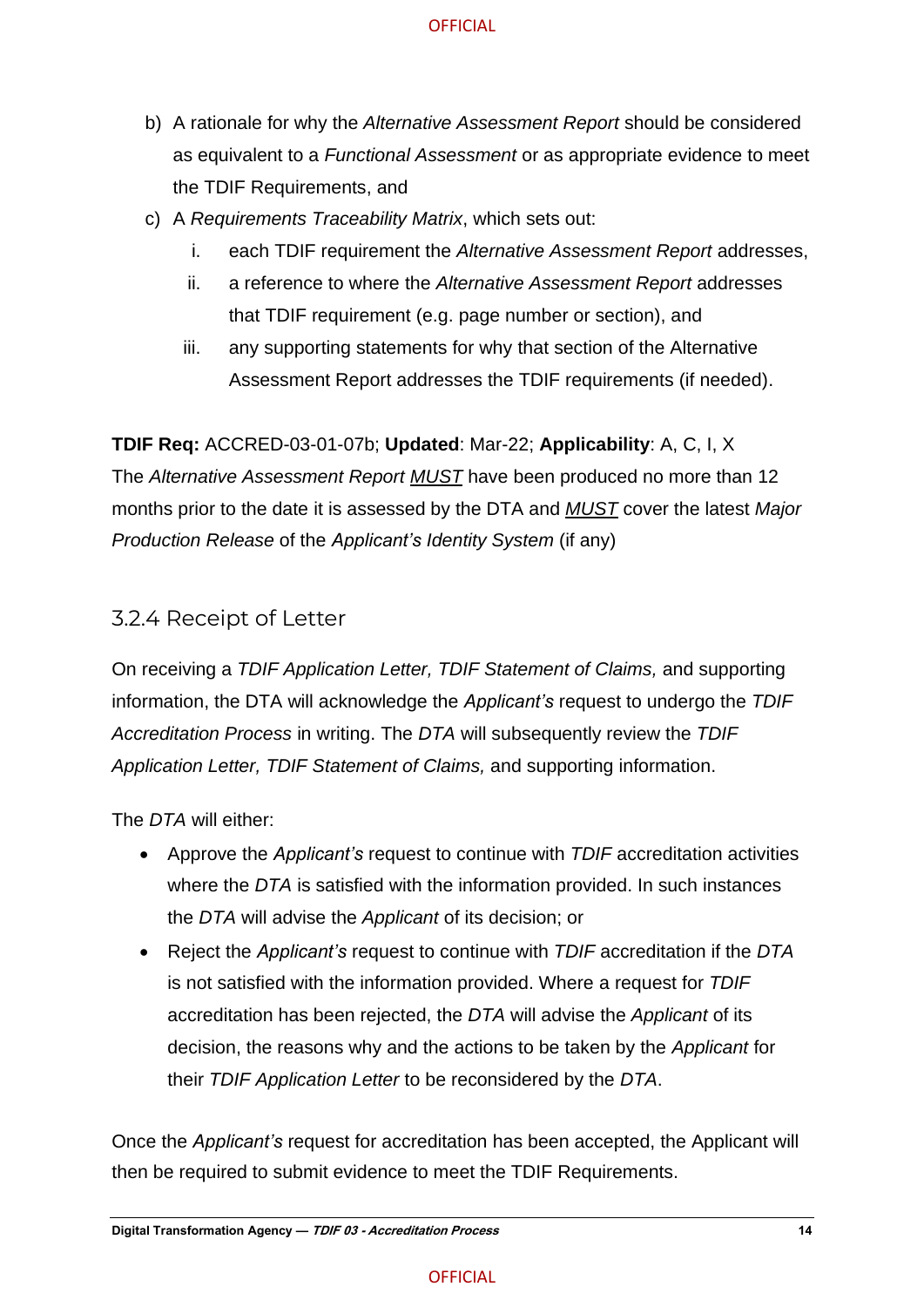b) A rationale for why the *Alternative Assessment Report* should be considered as equivalent to a *Functional Assessment* or as appropriate evidence to meet the TDIF Requirements, and

c) A *Requirements Traceability Matrix*, which sets out:

   i. each TDIF requirement the *Alternative Assessment Report* addresses,

   ii. a reference to where the *Alternative Assessment Report* addresses that TDIF requirement (e.g. page number or section), and

   iii. any supporting statements for why that section of the Alternative Assessment Report addresses the TDIF requirements (if needed).

**TDIF Req:** ACCRED-03-01-07b; **Updated**: Mar-22; **Applicability**: A, C, I, X
The *Alternative Assessment Report* ***MUST*** have been produced no more than 12 months prior to the date it is assessed by the DTA and ***MUST*** cover the latest *Major Production Release* of the *Applicant's Identity System* (if any)

### 3.2.4 Receipt of Letter

On receiving a *TDIF Application Letter, TDIF Statement of Claims,* and supporting information, the DTA will acknowledge the *Applicant's* request to undergo the *TDIF Accreditation Process* in writing. The *DTA* will subsequently review the *TDIF Application Letter, TDIF Statement of Claims,* and supporting information.

The *DTA* will either:

- Approve the *Applicant's* request to continue with *TDIF* accreditation activities where the *DTA* is satisfied with the information provided. In such instances the *DTA* will advise the *Applicant* of its decision; or
- Reject the *Applicant's* request to continue with *TDIF* accreditation if the *DTA* is not satisfied with the information provided. Where a request for *TDIF* accreditation has been rejected, the *DTA* will advise the *Applicant* of its decision, the reasons why and the actions to be taken by the *Applicant* for their *TDIF Application Letter* to be reconsidered by the *DTA*.

Once the *Applicant's* request for accreditation has been accepted, the Applicant will then be required to submit evidence to meet the TDIF Requirements.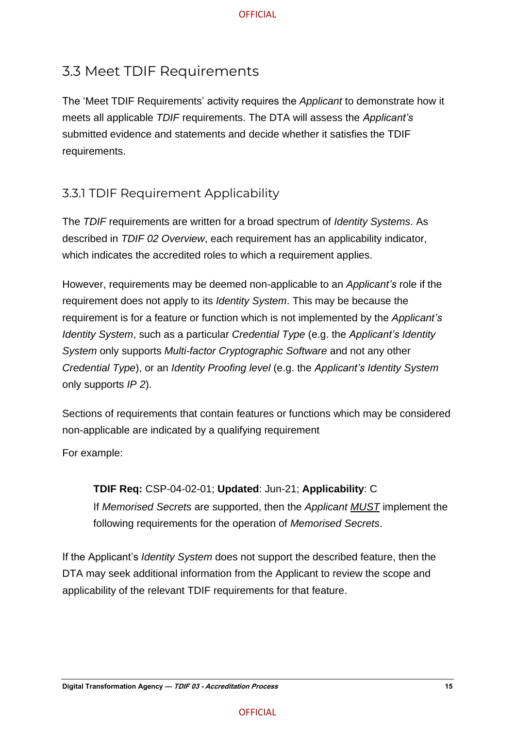## 3.3 Meet TDIF Requirements

The 'Meet TDIF Requirements' activity requires the *Applicant* to demonstrate how it meets all applicable *TDIF* requirements. The DTA will assess the *Applicant's* submitted evidence and statements and decide whether it satisfies the TDIF requirements.

### 3.3.1 TDIF Requirement Applicability

The *TDIF* requirements are written for a broad spectrum of *Identity Systems*. As described in *TDIF 02 Overview*, each requirement has an applicability indicator, which indicates the accredited roles to which a requirement applies.

However, requirements may be deemed non-applicable to an *Applicant's* role if the requirement does not apply to its *Identity System*. This may be because the requirement is for a feature or function which is not implemented by the *Applicant's Identity System*, such as a particular *Credential Type* (e.g. the *Applicant's Identity System* only supports *Multi-factor Cryptographic Software* and not any other *Credential Type*), or an *Identity Proofing level* (e.g. the *Applicant's Identity System* only supports *IP 2*).

Sections of requirements that contain features or functions which may be considered non-applicable are indicated by a qualifying requirement

For example:

> **TDIF Req:** CSP-04-02-01; **Updated**: Jun-21; **Applicability**: C
> If *Memorised Secrets* are supported, then the *Applicant* <u>*MUST*</u> implement the following requirements for the operation of *Memorised Secrets*.

If the Applicant's *Identity System* does not support the described feature, then the DTA may seek additional information from the Applicant to review the scope and applicability of the relevant TDIF requirements for that feature.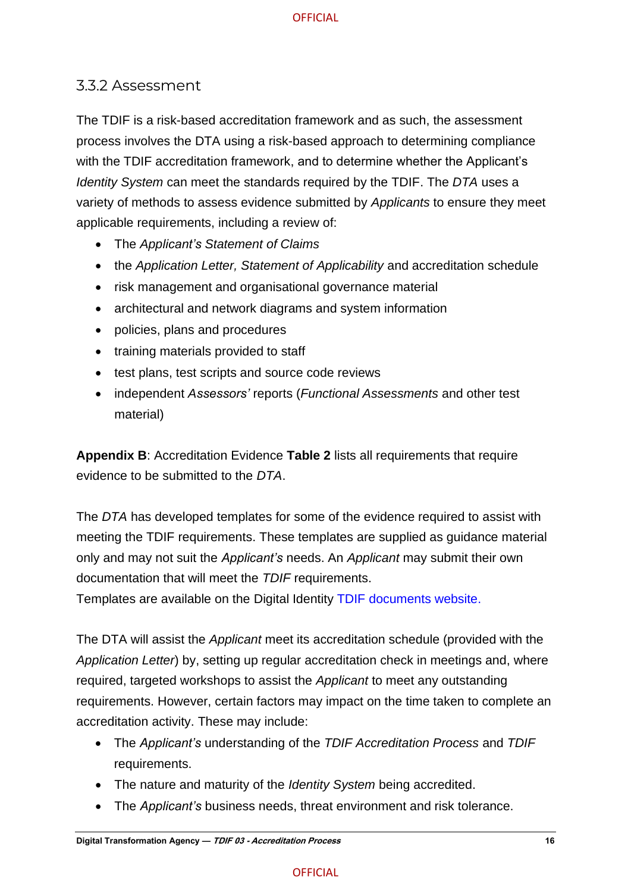### 3.3.2 Assessment

The TDIF is a risk-based accreditation framework and as such, the assessment process involves the DTA using a risk-based approach to determining compliance with the TDIF accreditation framework, and to determine whether the Applicant's *Identity System* can meet the standards required by the TDIF. The *DTA* uses a variety of methods to assess evidence submitted by *Applicants* to ensure they meet applicable requirements, including a review of:

- The *Applicant's Statement of Claims*
- the *Application Letter, Statement of Applicability* and accreditation schedule
- risk management and organisational governance material
- architectural and network diagrams and system information
- policies, plans and procedures
- training materials provided to staff
- test plans, test scripts and source code reviews
- independent *Assessors'* reports (*Functional Assessments* and other test material)

**Appendix B**: Accreditation Evidence **Table 2** lists all requirements that require evidence to be submitted to the *DTA*.

The *DTA* has developed templates for some of the evidence required to assist with meeting the TDIF requirements. These templates are supplied as guidance material only and may not suit the *Applicant's* needs. An *Applicant* may submit their own documentation that will meet the *TDIF* requirements.
Templates are available on the Digital Identity TDIF documents website.

The DTA will assist the *Applicant* meet its accreditation schedule (provided with the *Application Letter*) by, setting up regular accreditation check in meetings and, where required, targeted workshops to assist the *Applicant* to meet any outstanding requirements. However, certain factors may impact on the time taken to complete an accreditation activity. These may include:

- The *Applicant's* understanding of the *TDIF Accreditation Process* and *TDIF* requirements.
- The nature and maturity of the *Identity System* being accredited.
- The *Applicant's* business needs, threat environment and risk tolerance.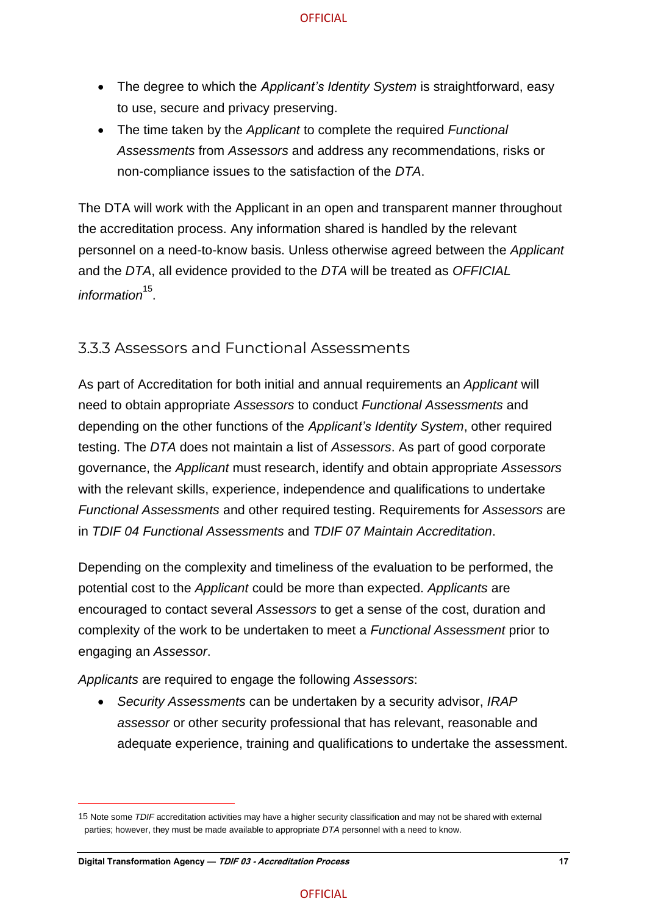- The degree to which the *Applicant's Identity System* is straightforward, easy to use, secure and privacy preserving.
- The time taken by the *Applicant* to complete the required *Functional Assessments* from *Assessors* and address any recommendations, risks or non-compliance issues to the satisfaction of the *DTA*.

The DTA will work with the Applicant in an open and transparent manner throughout the accreditation process. Any information shared is handled by the relevant personnel on a need-to-know basis. Unless otherwise agreed between the *Applicant* and the *DTA*, all evidence provided to the *DTA* will be treated as *OFFICIAL information*[15].

### 3.3.3 Assessors and Functional Assessments

As part of Accreditation for both initial and annual requirements an *Applicant* will need to obtain appropriate *Assessors* to conduct *Functional Assessments* and depending on the other functions of the *Applicant's Identity System*, other required testing. The *DTA* does not maintain a list of *Assessors*. As part of good corporate governance, the *Applicant* must research, identify and obtain appropriate *Assessors* with the relevant skills, experience, independence and qualifications to undertake *Functional Assessments* and other required testing. Requirements for *Assessors* are in *TDIF 04 Functional Assessments* and *TDIF 07 Maintain Accreditation*.

Depending on the complexity and timeliness of the evaluation to be performed, the potential cost to the *Applicant* could be more than expected. *Applicants* are encouraged to contact several *Assessors* to get a sense of the cost, duration and complexity of the work to be undertaken to meet a *Functional Assessment* prior to engaging an *Assessor*.

*Applicants* are required to engage the following *Assessors*:

- *Security Assessments* can be undertaken by a security advisor, *IRAP assessor* or other security professional that has relevant, reasonable and adequate experience, training and qualifications to undertake the assessment.

---

15 Note some *TDIF* accreditation activities may have a higher security classification and may not be shared with external parties; however, they must be made available to appropriate *DTA* personnel with a need to know.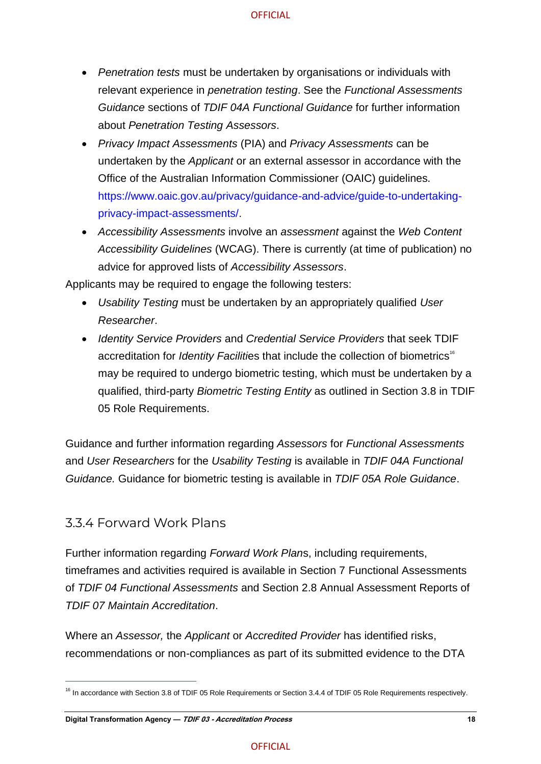- *Penetration tests* must be undertaken by organisations or individuals with relevant experience in *penetration testing*. See the *Functional Assessments Guidance* sections of *TDIF 04A Functional Guidance* for further information about *Penetration Testing Assessors*.
- *Privacy Impact Assessments* (PIA) and *Privacy Assessments* can be undertaken by the *Applicant* or an external assessor in accordance with the Office of the Australian Information Commissioner (OAIC) guidelines. https://www.oaic.gov.au/privacy/guidance-and-advice/guide-to-undertaking-privacy-impact-assessments/.
- *Accessibility Assessments* involve an *assessment* against the *Web Content Accessibility Guidelines* (WCAG). There is currently (at time of publication) no advice for approved lists of *Accessibility Assessors*.

Applicants may be required to engage the following testers:

- *Usability Testing* must be undertaken by an appropriately qualified *User Researcher*.
- *Identity Service Providers* and *Credential Service Providers* that seek TDIF accreditation for *Identity Faciliti*es that include the collection of biometrics[16] may be required to undergo biometric testing, which must be undertaken by a qualified, third-party *Biometric Testing Entity* as outlined in Section 3.8 in TDIF 05 Role Requirements.

Guidance and further information regarding *Assessors* for *Functional Assessments* and *User Researchers* for the *Usability Testing* is available in *TDIF 04A Functional Guidance.* Guidance for biometric testing is available in *TDIF 05A Role Guidance*.

### 3.3.4 Forward Work Plans

Further information regarding *Forward Work Plan*s, including requirements, timeframes and activities required is available in Section 7 Functional Assessments of *TDIF 04 Functional Assessments* and Section 2.8 Annual Assessment Reports of *TDIF 07 Maintain Accreditation*.

Where an *Assessor,* the *Applicant* or *Accredited Provider* has identified risks, recommendations or non-compliances as part of its submitted evidence to the DTA

[16] In accordance with Section 3.8 of TDIF 05 Role Requirements or Section 3.4.4 of TDIF 05 Role Requirements respectively.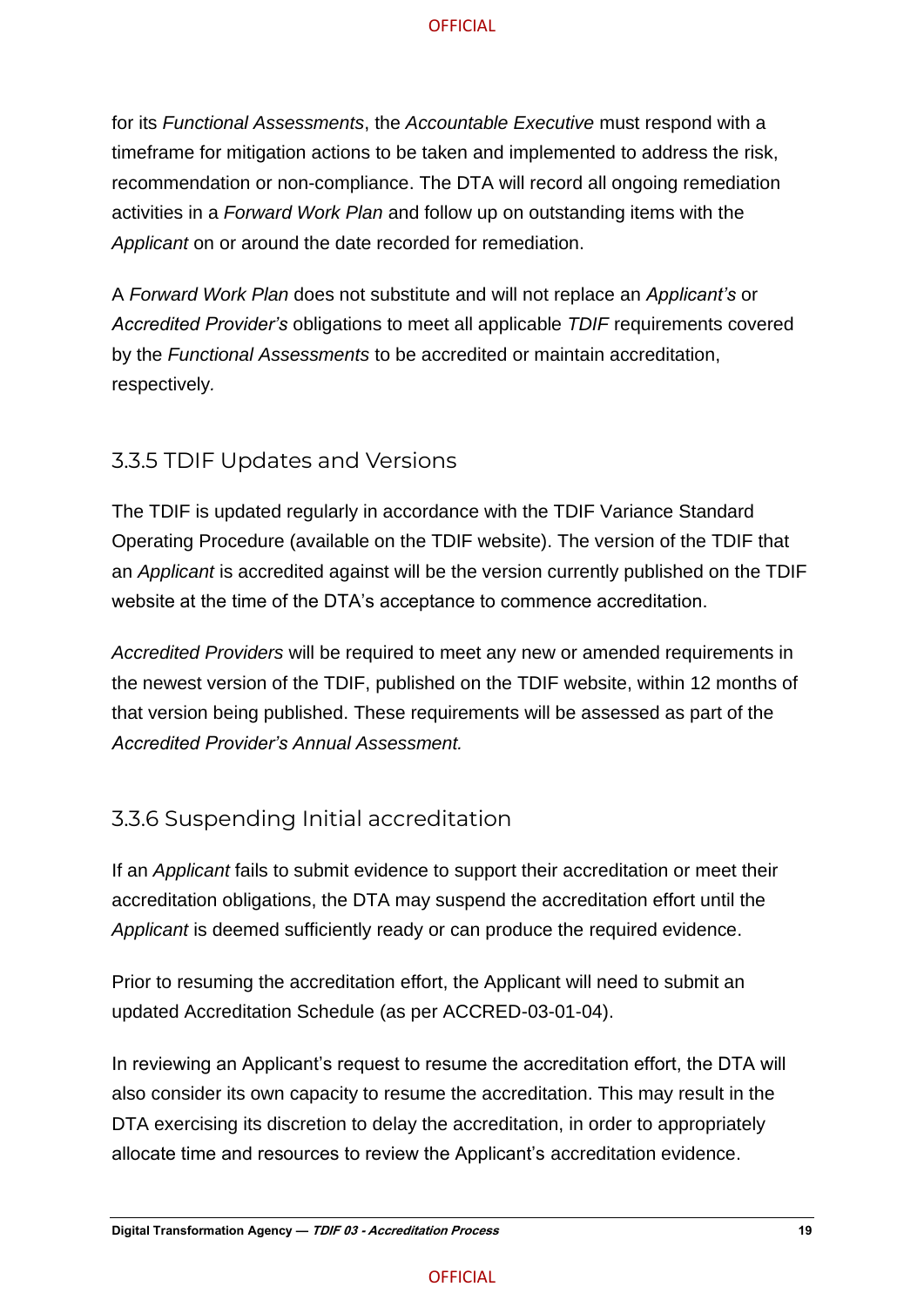for its *Functional Assessments*, the *Accountable Executive* must respond with a timeframe for mitigation actions to be taken and implemented to address the risk, recommendation or non-compliance. The DTA will record all ongoing remediation activities in a *Forward Work Plan* and follow up on outstanding items with the *Applicant* on or around the date recorded for remediation.

A *Forward Work Plan* does not substitute and will not replace an *Applicant's* or *Accredited Provider's* obligations to meet all applicable *TDIF* requirements covered by the *Functional Assessments* to be accredited or maintain accreditation, respectively.

### 3.3.5 TDIF Updates and Versions

The TDIF is updated regularly in accordance with the TDIF Variance Standard Operating Procedure (available on the TDIF website). The version of the TDIF that an *Applicant* is accredited against will be the version currently published on the TDIF website at the time of the DTA's acceptance to commence accreditation.

*Accredited Providers* will be required to meet any new or amended requirements in the newest version of the TDIF, published on the TDIF website, within 12 months of that version being published. These requirements will be assessed as part of the *Accredited Provider's Annual Assessment.*

### 3.3.6 Suspending Initial accreditation

If an *Applicant* fails to submit evidence to support their accreditation or meet their accreditation obligations, the DTA may suspend the accreditation effort until the *Applicant* is deemed sufficiently ready or can produce the required evidence.

Prior to resuming the accreditation effort, the Applicant will need to submit an updated Accreditation Schedule (as per ACCRED-03-01-04).

In reviewing an Applicant's request to resume the accreditation effort, the DTA will also consider its own capacity to resume the accreditation. This may result in the DTA exercising its discretion to delay the accreditation, in order to appropriately allocate time and resources to review the Applicant's accreditation evidence.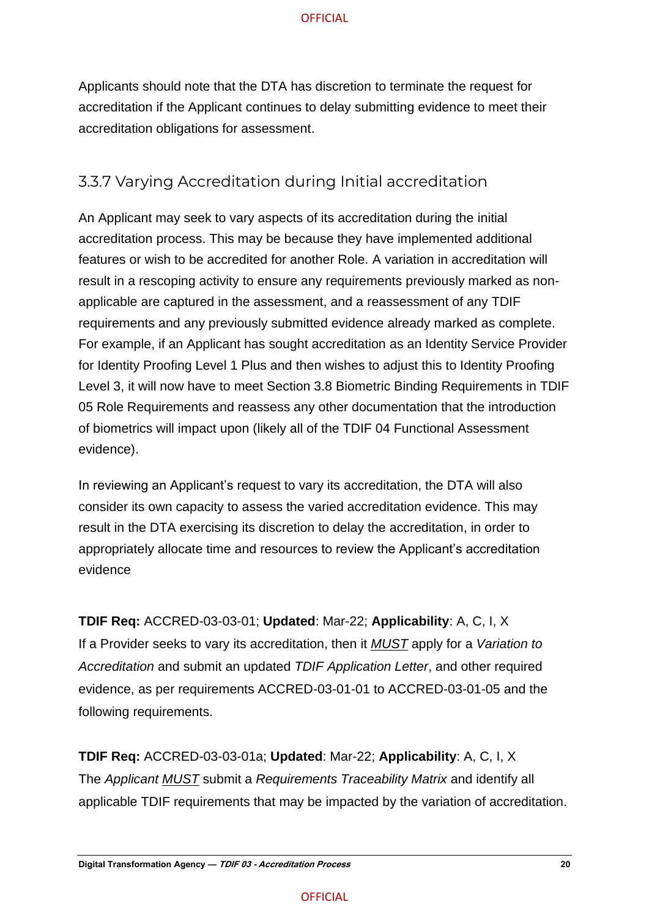Applicants should note that the DTA has discretion to terminate the request for accreditation if the Applicant continues to delay submitting evidence to meet their accreditation obligations for assessment.

### 3.3.7 Varying Accreditation during Initial accreditation

An Applicant may seek to vary aspects of its accreditation during the initial accreditation process. This may be because they have implemented additional features or wish to be accredited for another Role. A variation in accreditation will result in a rescoping activity to ensure any requirements previously marked as non-applicable are captured in the assessment, and a reassessment of any TDIF requirements and any previously submitted evidence already marked as complete. For example, if an Applicant has sought accreditation as an Identity Service Provider for Identity Proofing Level 1 Plus and then wishes to adjust this to Identity Proofing Level 3, it will now have to meet Section 3.8 Biometric Binding Requirements in TDIF 05 Role Requirements and reassess any other documentation that the introduction of biometrics will impact upon (likely all of the TDIF 04 Functional Assessment evidence).

In reviewing an Applicant's request to vary its accreditation, the DTA will also consider its own capacity to assess the varied accreditation evidence. This may result in the DTA exercising its discretion to delay the accreditation, in order to appropriately allocate time and resources to review the Applicant's accreditation evidence

**TDIF Req:** ACCRED-03-03-01; **Updated**: Mar-22; **Applicability**: A, C, I, X
If a Provider seeks to vary its accreditation, then it <u>*MUST*</u> apply for a *Variation to Accreditation* and submit an updated *TDIF Application Letter*, and other required evidence, as per requirements ACCRED-03-01-01 to ACCRED-03-01-05 and the following requirements.

**TDIF Req:** ACCRED-03-03-01a; **Updated**: Mar-22; **Applicability**: A, C, I, X
The *Applicant* <u>*MUST*</u> submit a *Requirements Traceability Matrix* and identify all applicable TDIF requirements that may be impacted by the variation of accreditation.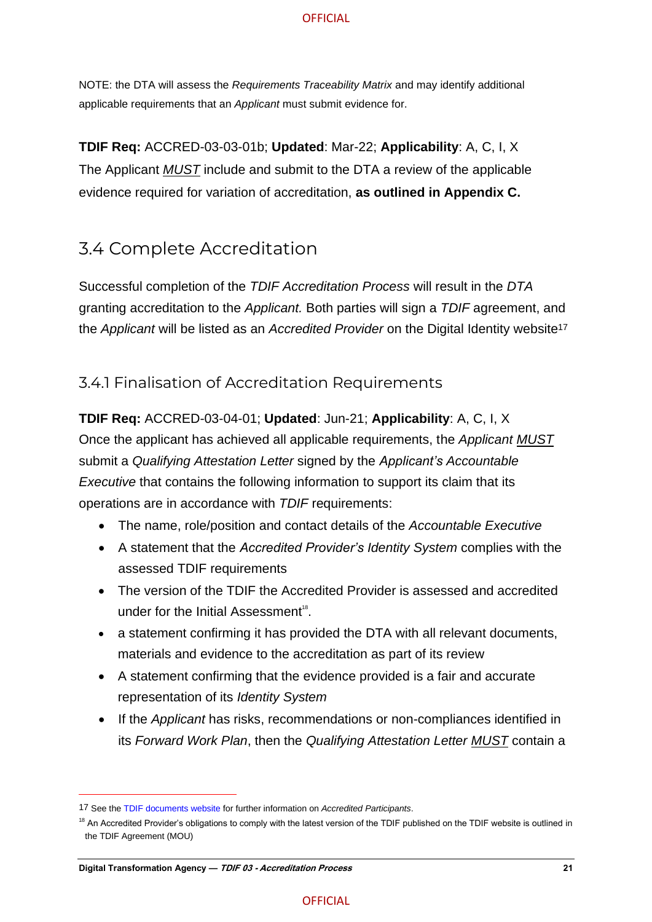NOTE: the DTA will assess the *Requirements Traceability Matrix* and may identify additional applicable requirements that an *Applicant* must submit evidence for.

**TDIF Req:** ACCRED-03-03-01b; **Updated**: Mar-22; **Applicability**: A, C, I, X
The Applicant *MUST* include and submit to the DTA a review of the applicable evidence required for variation of accreditation, **as outlined in Appendix C.**

## 3.4 Complete Accreditation

Successful completion of the *TDIF Accreditation Process* will result in the *DTA* granting accreditation to the *Applicant.* Both parties will sign a *TDIF* agreement, and the *Applicant* will be listed as an *Accredited Provider* on the Digital Identity website[17]

### 3.4.1 Finalisation of Accreditation Requirements

**TDIF Req:** ACCRED-03-04-01; **Updated**: Jun-21; **Applicability**: A, C, I, X
Once the applicant has achieved all applicable requirements, the *Applicant MUST* submit a *Qualifying Attestation Letter* signed by the *Applicant's Accountable Executive* that contains the following information to support its claim that its operations are in accordance with *TDIF* requirements:

- The name, role/position and contact details of the *Accountable Executive*
- A statement that the *Accredited Provider's Identity System* complies with the assessed TDIF requirements
- The version of the TDIF the Accredited Provider is assessed and accredited under for the Initial Assessment[18].
- a statement confirming it has provided the DTA with all relevant documents, materials and evidence to the accreditation as part of its review
- A statement confirming that the evidence provided is a fair and accurate representation of its *Identity System*
- If the *Applicant* has risks, recommendations or non-compliances identified in its *Forward Work Plan*, then the *Qualifying Attestation Letter MUST* contain a

---

17 See the TDIF documents website for further information on *Accredited Participants*.

18 An Accredited Provider's obligations to comply with the latest version of the TDIF published on the TDIF website is outlined in the TDIF Agreement (MOU)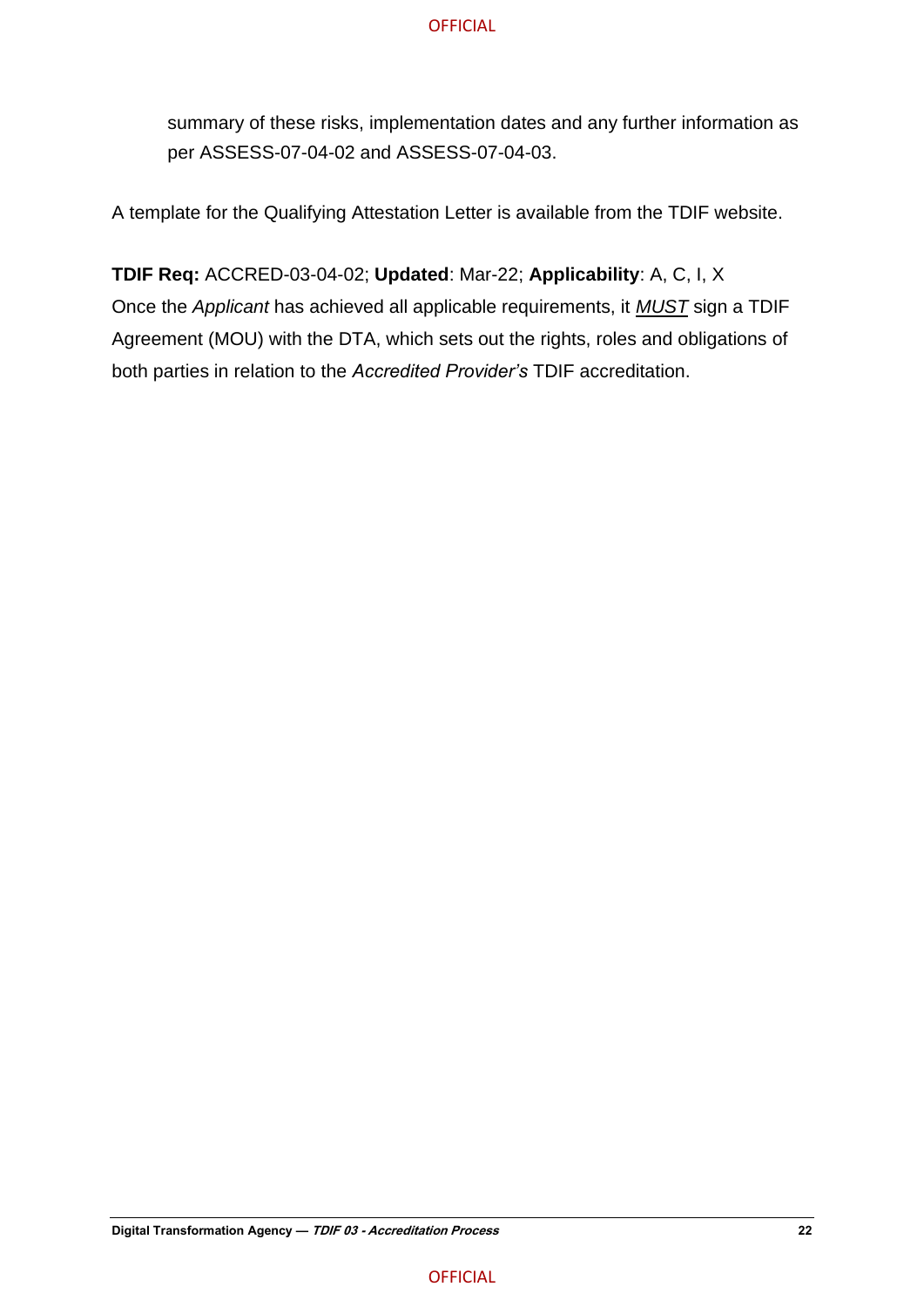summary of these risks, implementation dates and any further information as per ASSESS-07-04-02 and ASSESS-07-04-03.

A template for the Qualifying Attestation Letter is available from the TDIF website.

**TDIF Req:** ACCRED-03-04-02; **Updated**: Mar-22; **Applicability**: A, C, I, X
Once the *Applicant* has achieved all applicable requirements, it *MUST* sign a TDIF Agreement (MOU) with the DTA, which sets out the rights, roles and obligations of both parties in relation to the *Accredited Provider's* TDIF accreditation.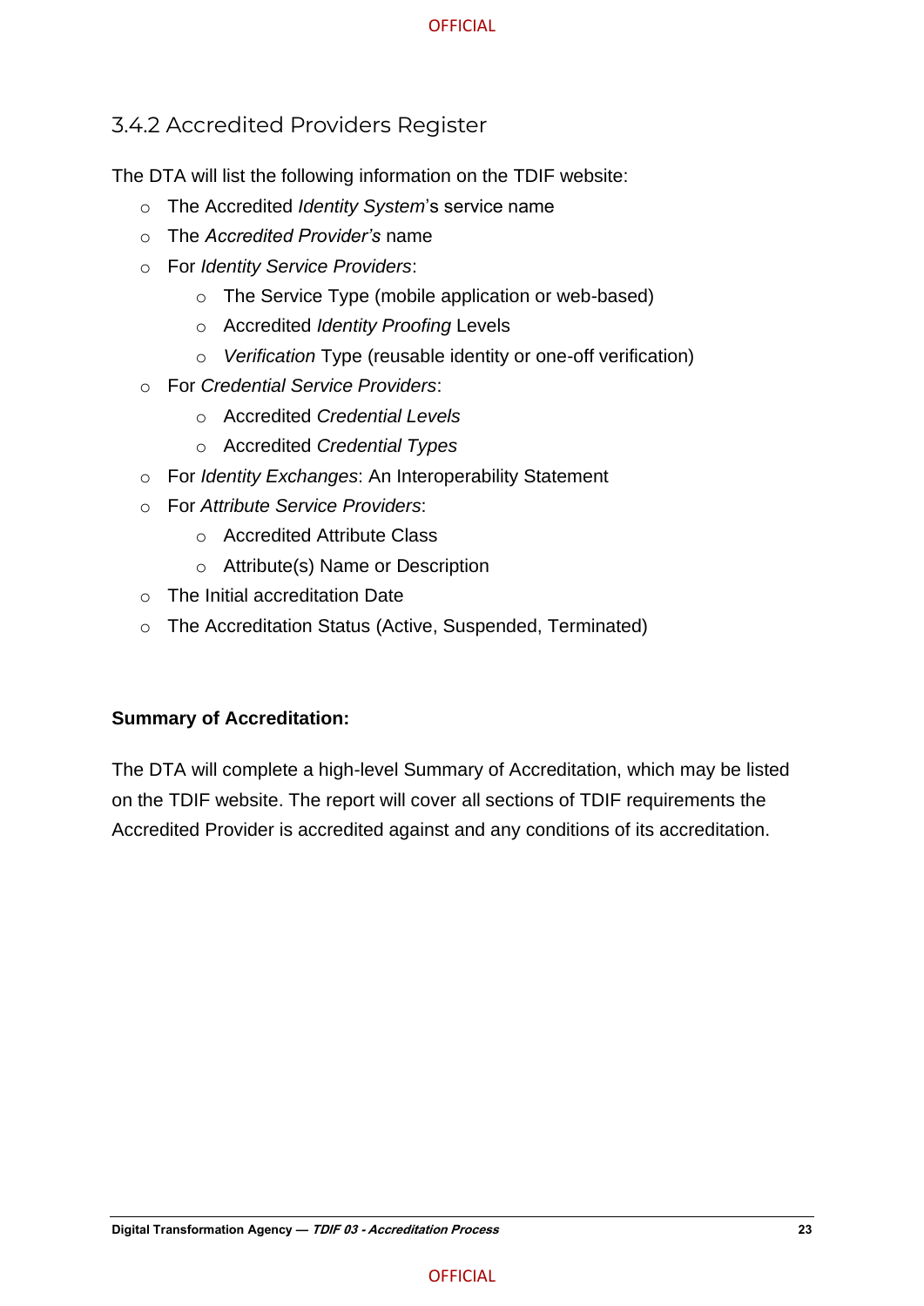### 3.4.2 Accredited Providers Register

The DTA will list the following information on the TDIF website:

- The Accredited *Identity System*'s service name
- The *Accredited Provider's* name
- For *Identity Service Providers*:
  - The Service Type (mobile application or web-based)
  - Accredited *Identity Proofing* Levels
  - *Verification* Type (reusable identity or one-off verification)
- For *Credential Service Providers*:
  - Accredited *Credential Levels*
  - Accredited *Credential Types*
- For *Identity Exchanges*: An Interoperability Statement
- For *Attribute Service Providers*:
  - Accredited Attribute Class
  - Attribute(s) Name or Description
- The Initial accreditation Date
- The Accreditation Status (Active, Suspended, Terminated)

**Summary of Accreditation:**

The DTA will complete a high-level Summary of Accreditation, which may be listed on the TDIF website. The report will cover all sections of TDIF requirements the Accredited Provider is accredited against and any conditions of its accreditation.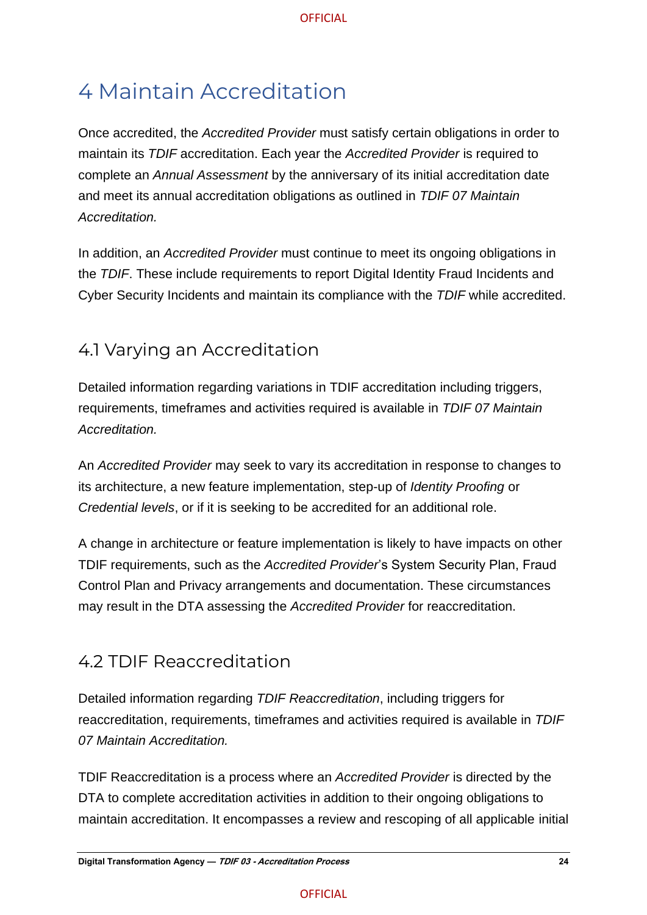# 4 Maintain Accreditation

Once accredited, the *Accredited Provider* must satisfy certain obligations in order to maintain its *TDIF* accreditation. Each year the *Accredited Provider* is required to complete an *Annual Assessment* by the anniversary of its initial accreditation date and meet its annual accreditation obligations as outlined in *TDIF 07 Maintain Accreditation.*

In addition, an *Accredited Provider* must continue to meet its ongoing obligations in the *TDIF*. These include requirements to report Digital Identity Fraud Incidents and Cyber Security Incidents and maintain its compliance with the *TDIF* while accredited.

## 4.1 Varying an Accreditation

Detailed information regarding variations in TDIF accreditation including triggers, requirements, timeframes and activities required is available in *TDIF 07 Maintain Accreditation.*

An *Accredited Provider* may seek to vary its accreditation in response to changes to its architecture, a new feature implementation, step-up of *Identity Proofing* or *Credential levels*, or if it is seeking to be accredited for an additional role.

A change in architecture or feature implementation is likely to have impacts on other TDIF requirements, such as the *Accredited Provider*'s System Security Plan, Fraud Control Plan and Privacy arrangements and documentation. These circumstances may result in the DTA assessing the *Accredited Provider* for reaccreditation.

## 4.2 TDIF Reaccreditation

Detailed information regarding *TDIF Reaccreditation*, including triggers for reaccreditation, requirements, timeframes and activities required is available in *TDIF 07 Maintain Accreditation.*

TDIF Reaccreditation is a process where an *Accredited Provider* is directed by the DTA to complete accreditation activities in addition to their ongoing obligations to maintain accreditation. It encompasses a review and rescoping of all applicable initial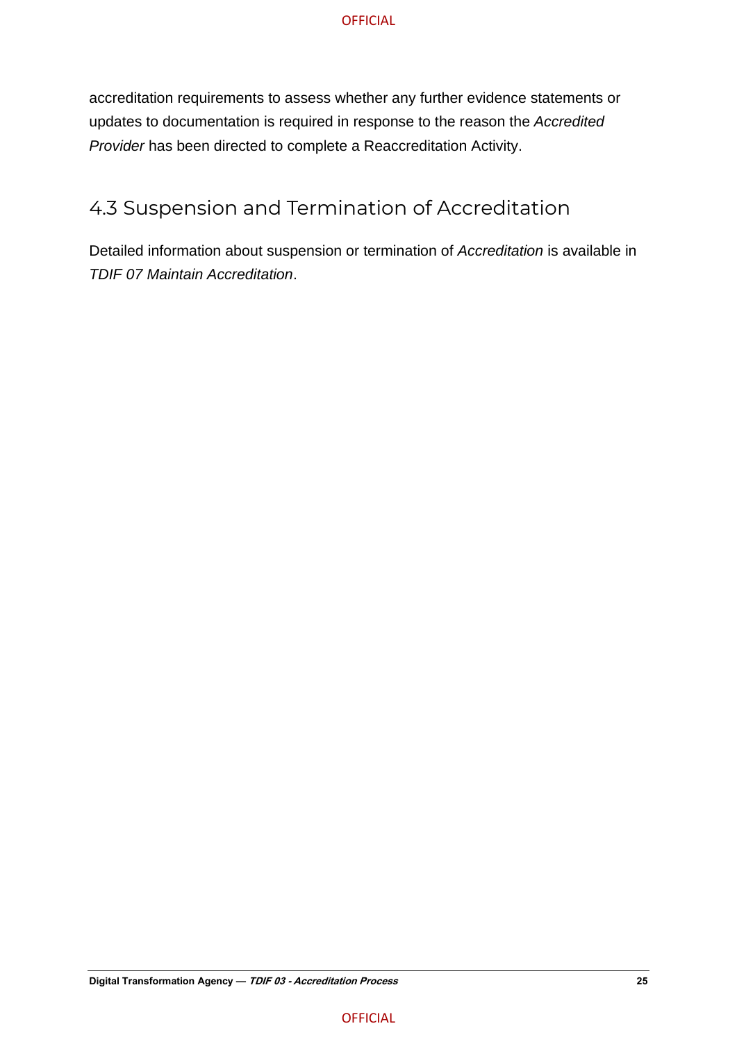accreditation requirements to assess whether any further evidence statements or updates to documentation is required in response to the reason the *Accredited Provider* has been directed to complete a Reaccreditation Activity.

## 4.3 Suspension and Termination of Accreditation

Detailed information about suspension or termination of *Accreditation* is available in *TDIF 07 Maintain Accreditation*.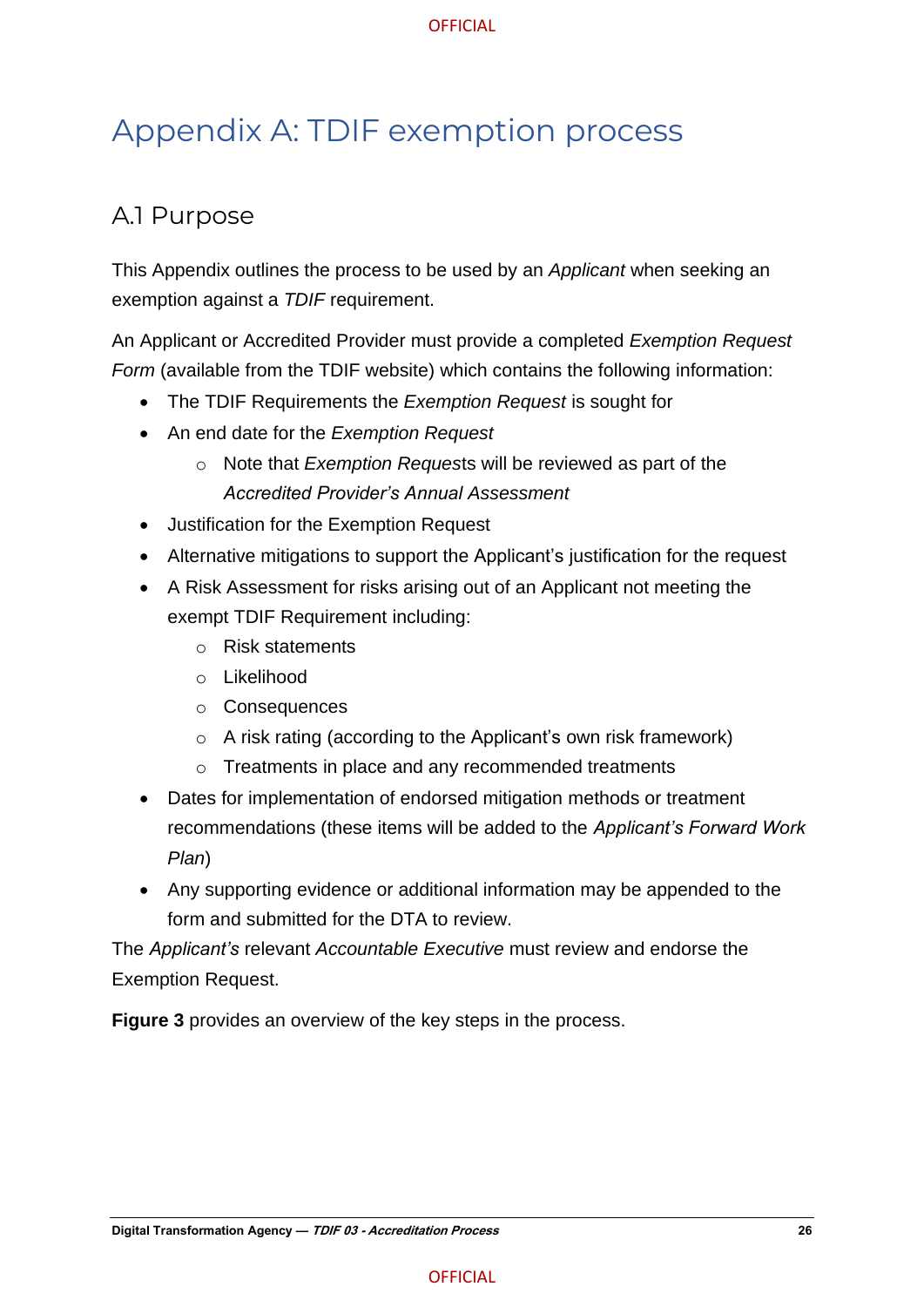# Appendix A: TDIF exemption process

## A.1 Purpose

This Appendix outlines the process to be used by an *Applicant* when seeking an exemption against a *TDIF* requirement.

An Applicant or Accredited Provider must provide a completed *Exemption Request Form* (available from the TDIF website) which contains the following information:

- The TDIF Requirements the *Exemption Request* is sought for
- An end date for the *Exemption Request*
    - Note that *Exemption Request*s will be reviewed as part of the *Accredited Provider's Annual Assessment*
- Justification for the Exemption Request
- Alternative mitigations to support the Applicant's justification for the request
- A Risk Assessment for risks arising out of an Applicant not meeting the exempt TDIF Requirement including:
    - Risk statements
    - Likelihood
    - Consequences
    - A risk rating (according to the Applicant's own risk framework)
    - Treatments in place and any recommended treatments
- Dates for implementation of endorsed mitigation methods or treatment recommendations (these items will be added to the *Applicant's Forward Work Plan*)
- Any supporting evidence or additional information may be appended to the form and submitted for the DTA to review.

The *Applicant's* relevant *Accountable Executive* must review and endorse the Exemption Request.

**Figure 3** provides an overview of the key steps in the process.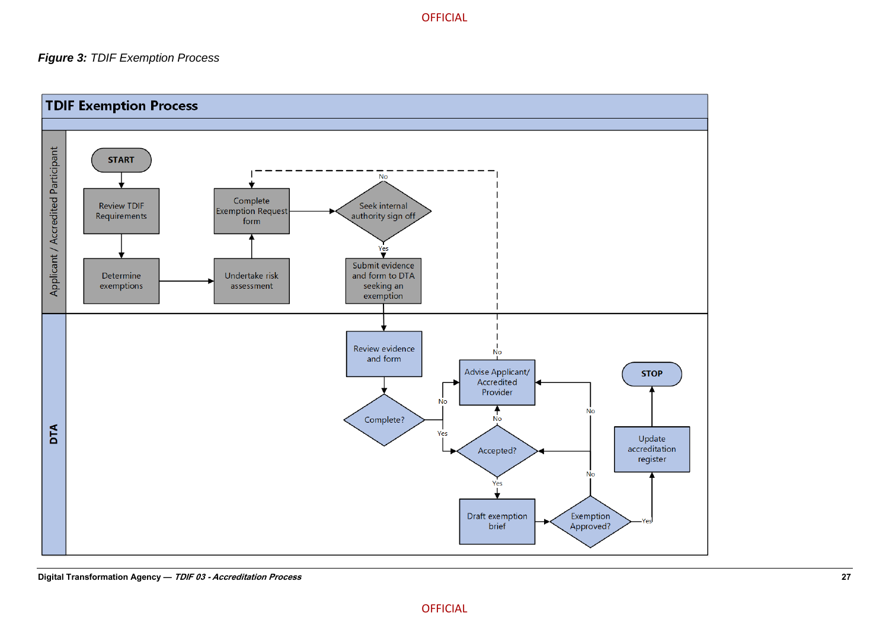***Figure 3:*** *TDIF Exemption Process*

**TDIF Exemption Process**

**Applicant / Accredited Participant**

- START
- Review TDIF Requirements
- Determine exemptions
- Undertake risk assessment
- Complete Exemption Request form
- Seek internal authority sign off
  - No → Complete Exemption Request form
  - Yes → Submit evidence and form to DTA seeking an exemption

**DTA**

- Review evidence and form
- Complete?
  - No → Advise Applicant/ Accredited Provider
  - Yes → Accepted?
- Accepted?
  - No → Advise Applicant/ Accredited Provider
  - Yes → Draft exemption brief
- Advise Applicant/ Accredited Provider
  - No → Complete Exemption Request form
- Draft exemption brief
- Exemption Approved?
  - No → Accepted? / Advise Applicant/ Accredited Provider
  - Yes → Update accreditation register
- Update accreditation register
- STOP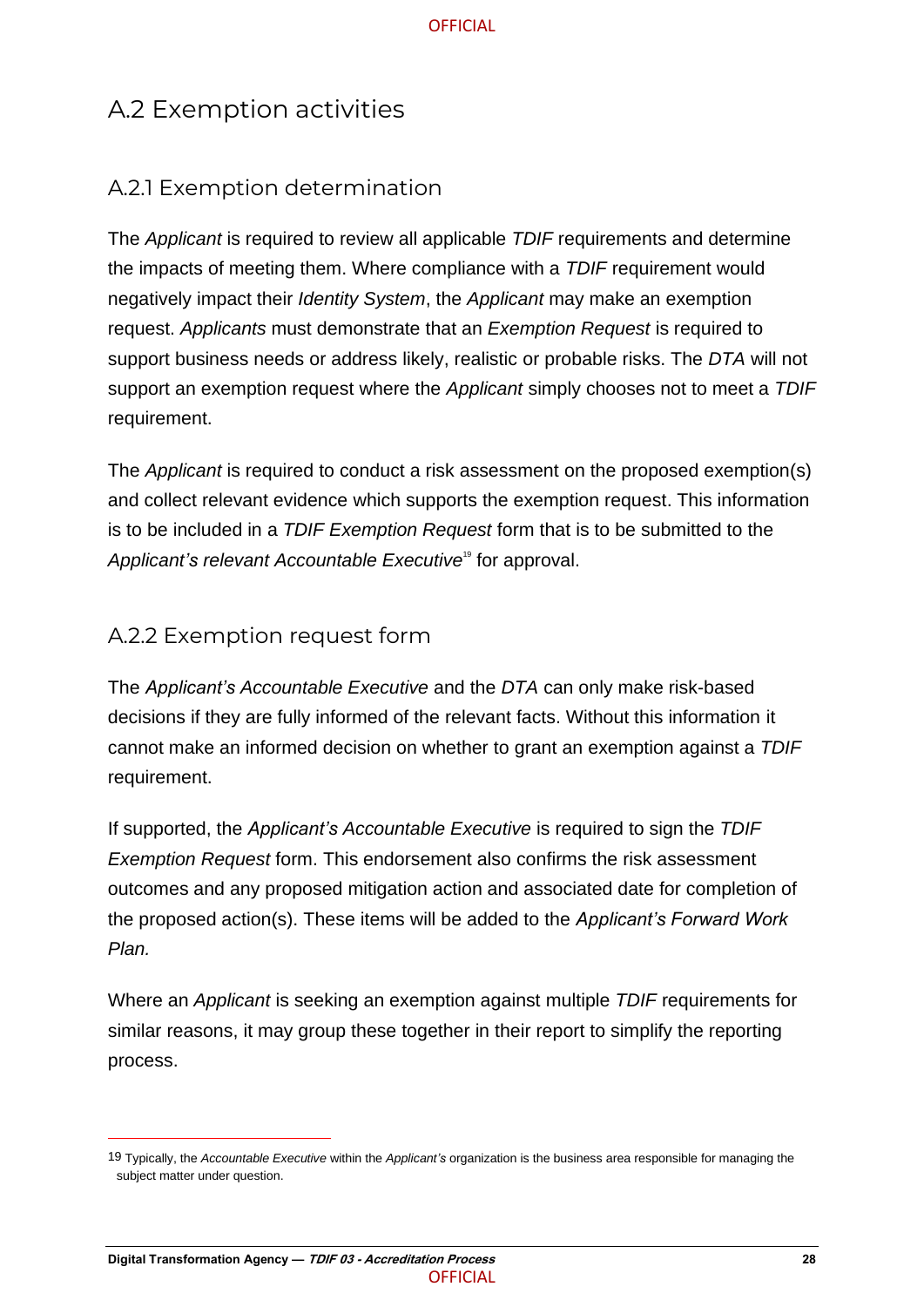## A.2 Exemption activities

### A.2.1 Exemption determination

The *Applicant* is required to review all applicable *TDIF* requirements and determine the impacts of meeting them. Where compliance with a *TDIF* requirement would negatively impact their *Identity System*, the *Applicant* may make an exemption request. *Applicants* must demonstrate that an *Exemption Request* is required to support business needs or address likely, realistic or probable risks. The *DTA* will not support an exemption request where the *Applicant* simply chooses not to meet a *TDIF* requirement.

The *Applicant* is required to conduct a risk assessment on the proposed exemption(s) and collect relevant evidence which supports the exemption request. This information is to be included in a *TDIF Exemption Request* form that is to be submitted to the *Applicant's relevant Accountable Executive*[19] for approval.

### A.2.2 Exemption request form

The *Applicant's Accountable Executive* and the *DTA* can only make risk-based decisions if they are fully informed of the relevant facts. Without this information it cannot make an informed decision on whether to grant an exemption against a *TDIF* requirement.

If supported, the *Applicant's Accountable Executive* is required to sign the *TDIF Exemption Request* form. This endorsement also confirms the risk assessment outcomes and any proposed mitigation action and associated date for completion of the proposed action(s). These items will be added to the *Applicant's Forward Work Plan.*

Where an *Applicant* is seeking an exemption against multiple *TDIF* requirements for similar reasons, it may group these together in their report to simplify the reporting process.

---

19 Typically, the *Accountable Executive* within the *Applicant's* organization is the business area responsible for managing the subject matter under question.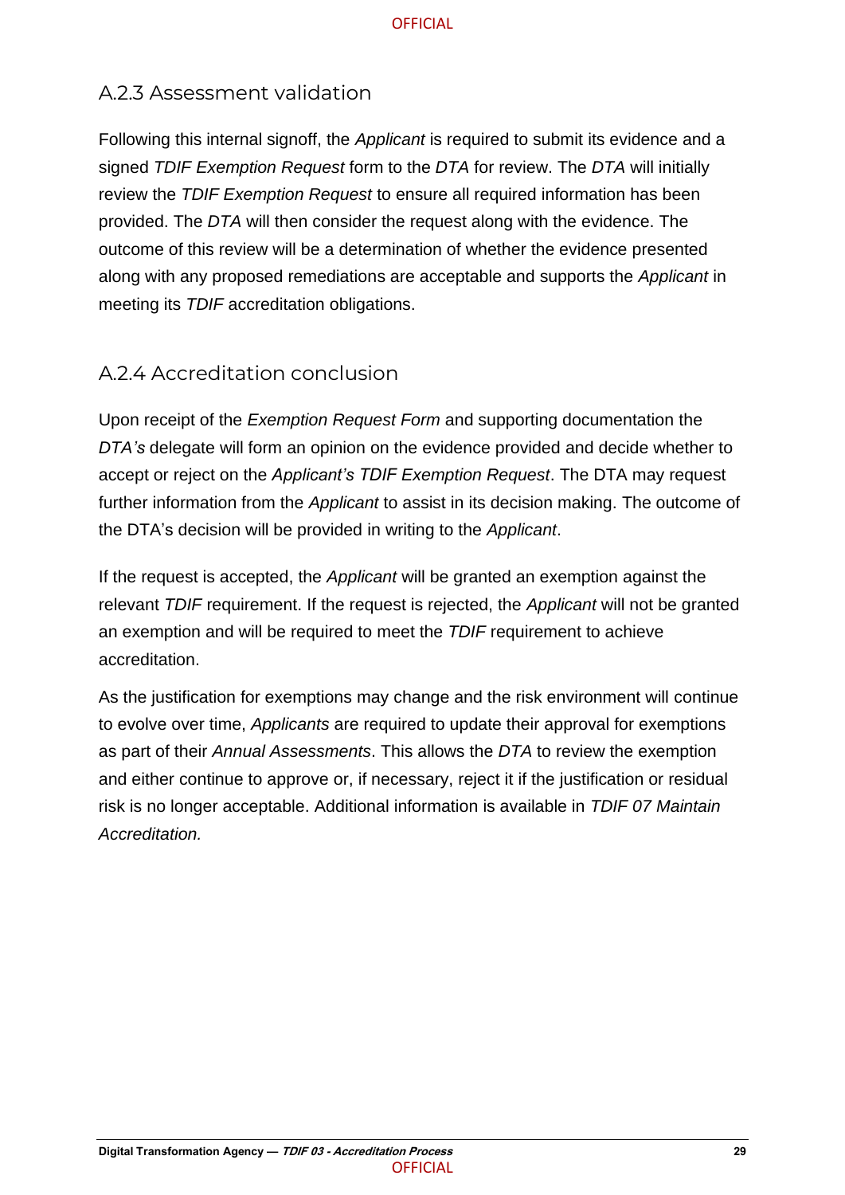### A.2.3 Assessment validation

Following this internal signoff, the *Applicant* is required to submit its evidence and a signed *TDIF Exemption Request* form to the *DTA* for review. The *DTA* will initially review the *TDIF Exemption Request* to ensure all required information has been provided. The *DTA* will then consider the request along with the evidence. The outcome of this review will be a determination of whether the evidence presented along with any proposed remediations are acceptable and supports the *Applicant* in meeting its *TDIF* accreditation obligations.

### A.2.4 Accreditation conclusion

Upon receipt of the *Exemption Request Form* and supporting documentation the *DTA's* delegate will form an opinion on the evidence provided and decide whether to accept or reject on the *Applicant's TDIF Exemption Request*. The DTA may request further information from the *Applicant* to assist in its decision making. The outcome of the DTA's decision will be provided in writing to the *Applicant*.

If the request is accepted, the *Applicant* will be granted an exemption against the relevant *TDIF* requirement. If the request is rejected, the *Applicant* will not be granted an exemption and will be required to meet the *TDIF* requirement to achieve accreditation.

As the justification for exemptions may change and the risk environment will continue to evolve over time, *Applicants* are required to update their approval for exemptions as part of their *Annual Assessments*. This allows the *DTA* to review the exemption and either continue to approve or, if necessary, reject it if the justification or residual risk is no longer acceptable. Additional information is available in *TDIF 07 Maintain Accreditation.*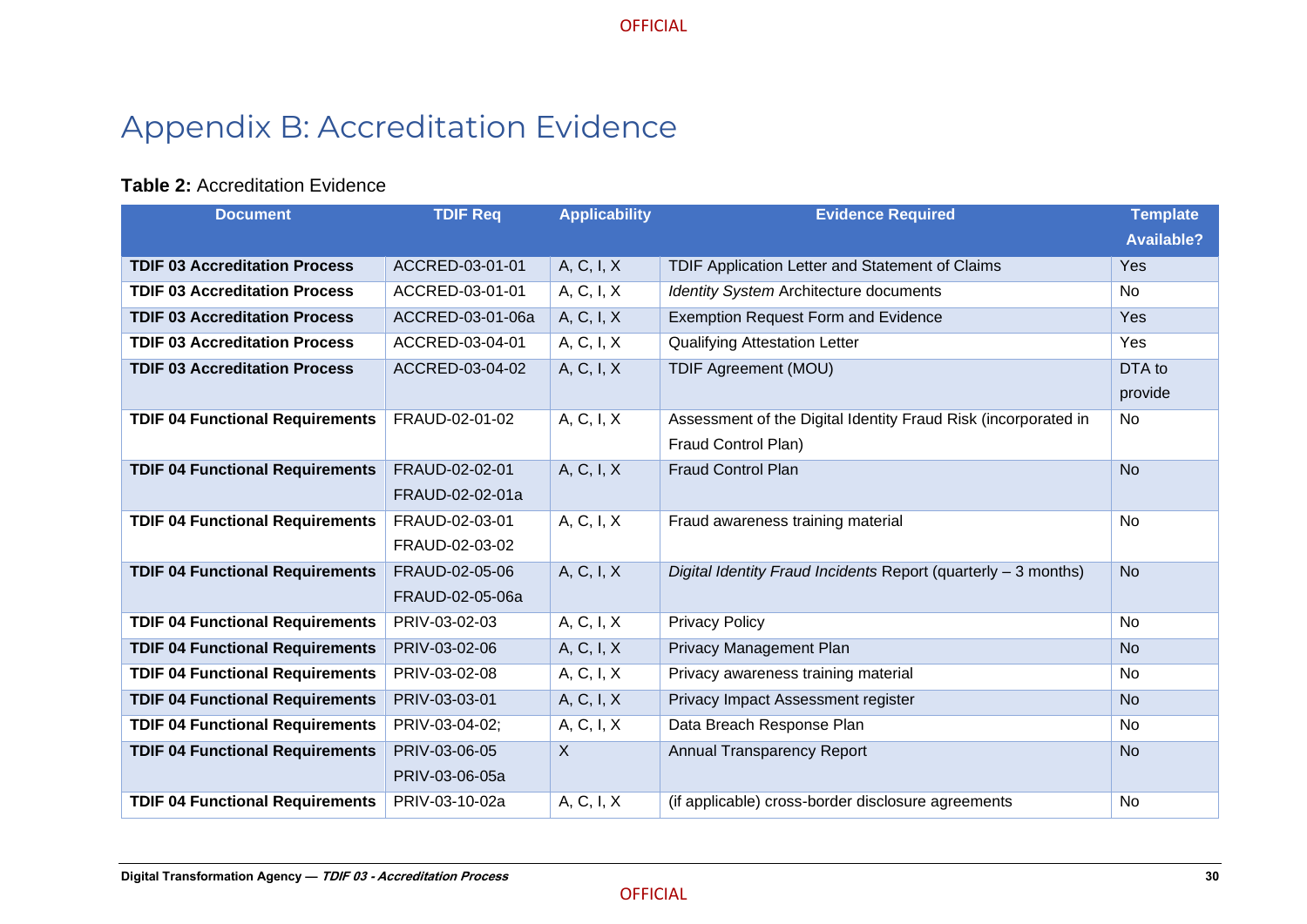# Appendix B: Accreditation Evidence

**Table 2:** Accreditation Evidence

| Document | TDIF Req | Applicability | Evidence Required | Template Available? |
|---|---|---|---|---|
| **TDIF 03 Accreditation Process** | ACCRED-03-01-01 | A, C, I, X | TDIF Application Letter and Statement of Claims | Yes |
| **TDIF 03 Accreditation Process** | ACCRED-03-01-01 | A, C, I, X | *Identity System* Architecture documents | No |
| **TDIF 03 Accreditation Process** | ACCRED-03-01-06a | A, C, I, X | Exemption Request Form and Evidence | Yes |
| **TDIF 03 Accreditation Process** | ACCRED-03-04-01 | A, C, I, X | Qualifying Attestation Letter | Yes |
| **TDIF 03 Accreditation Process** | ACCRED-03-04-02 | A, C, I, X | TDIF Agreement (MOU) | DTA to provide |
| **TDIF 04 Functional Requirements** | FRAUD-02-01-02 | A, C, I, X | Assessment of the Digital Identity Fraud Risk (incorporated in Fraud Control Plan) | No |
| **TDIF 04 Functional Requirements** | FRAUD-02-02-01<br>FRAUD-02-02-01a | A, C, I, X | Fraud Control Plan | No |
| **TDIF 04 Functional Requirements** | FRAUD-02-03-01<br>FRAUD-02-03-02 | A, C, I, X | Fraud awareness training material | No |
| **TDIF 04 Functional Requirements** | FRAUD-02-05-06<br>FRAUD-02-05-06a | A, C, I, X | *Digital Identity Fraud Incidents* Report (quarterly – 3 months) | No |
| **TDIF 04 Functional Requirements** | PRIV-03-02-03 | A, C, I, X | Privacy Policy | No |
| **TDIF 04 Functional Requirements** | PRIV-03-02-06 | A, C, I, X | Privacy Management Plan | No |
| **TDIF 04 Functional Requirements** | PRIV-03-02-08 | A, C, I, X | Privacy awareness training material | No |
| **TDIF 04 Functional Requirements** | PRIV-03-03-01 | A, C, I, X | Privacy Impact Assessment register | No |
| **TDIF 04 Functional Requirements** | PRIV-03-04-02; | A, C, I, X | Data Breach Response Plan | No |
| **TDIF 04 Functional Requirements** | PRIV-03-06-05<br>PRIV-03-06-05a | X | Annual Transparency Report | No |
| **TDIF 04 Functional Requirements** | PRIV-03-10-02a | A, C, I, X | (if applicable) cross-border disclosure agreements | No |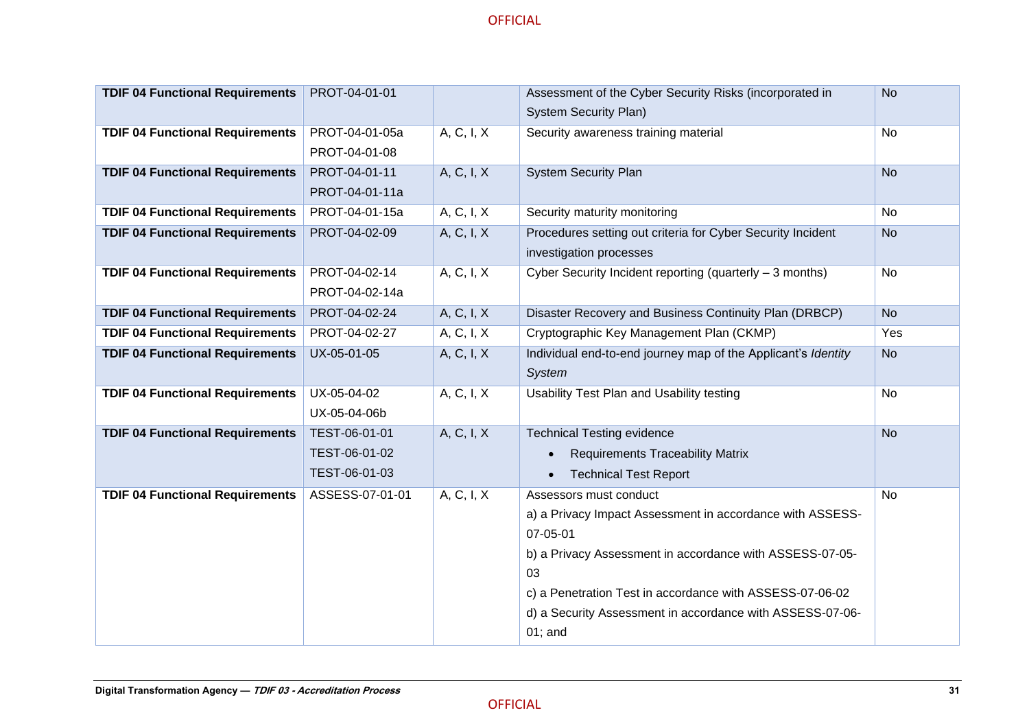| TDIF 04 Functional Requirements | PROT-04-01-01 | | Assessment of the Cyber Security Risks (incorporated in System Security Plan) | No |
|---|---|---|---|---|
| **TDIF 04 Functional Requirements** | PROT-04-01-05a<br>PROT-04-01-08 | A, C, I, X | Security awareness training material | No |
| **TDIF 04 Functional Requirements** | PROT-04-01-11<br>PROT-04-01-11a | A, C, I, X | System Security Plan | No |
| **TDIF 04 Functional Requirements** | PROT-04-01-15a | A, C, I, X | Security maturity monitoring | No |
| **TDIF 04 Functional Requirements** | PROT-04-02-09 | A, C, I, X | Procedures setting out criteria for Cyber Security Incident investigation processes | No |
| **TDIF 04 Functional Requirements** | PROT-04-02-14<br>PROT-04-02-14a | A, C, I, X | Cyber Security Incident reporting (quarterly – 3 months) | No |
| **TDIF 04 Functional Requirements** | PROT-04-02-24 | A, C, I, X | Disaster Recovery and Business Continuity Plan (DRBCP) | No |
| **TDIF 04 Functional Requirements** | PROT-04-02-27 | A, C, I, X | Cryptographic Key Management Plan (CKMP) | Yes |
| **TDIF 04 Functional Requirements** | UX-05-01-05 | A, C, I, X | Individual end-to-end journey map of the Applicant's *Identity System* | No |
| **TDIF 04 Functional Requirements** | UX-05-04-02<br>UX-05-04-06b | A, C, I, X | Usability Test Plan and Usability testing | No |
| **TDIF 04 Functional Requirements** | TEST-06-01-01<br>TEST-06-01-02<br>TEST-06-01-03 | A, C, I, X | Technical Testing evidence<br>• Requirements Traceability Matrix<br>• Technical Test Report | No |
| **TDIF 04 Functional Requirements** | ASSESS-07-01-01 | A, C, I, X | Assessors must conduct<br>a) a Privacy Impact Assessment in accordance with ASSESS-07-05-01<br>b) a Privacy Assessment in accordance with ASSESS-07-05-03<br>c) a Penetration Test in accordance with ASSESS-07-06-02<br>d) a Security Assessment in accordance with ASSESS-07-06-01; and | No |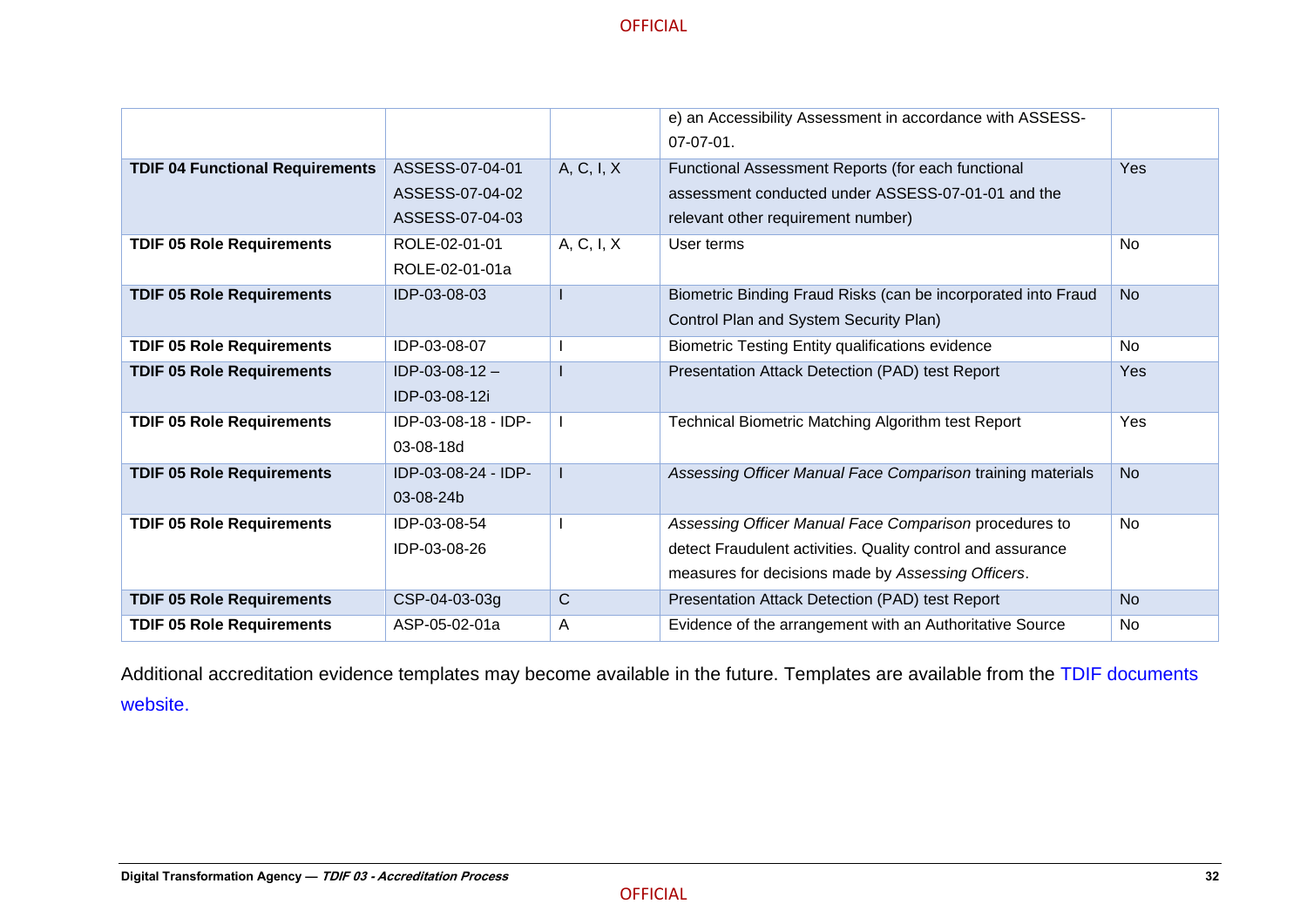|  |  |  | e) an Accessibility Assessment in accordance with ASSESS-07-07-01. |  |
|---|---|---|---|---|
| **TDIF 04 Functional Requirements** | ASSESS-07-04-01 ASSESS-07-04-02 ASSESS-07-04-03 | A, C, I, X | Functional Assessment Reports (for each functional assessment conducted under ASSESS-07-01-01 and the relevant other requirement number) | Yes |
| **TDIF 05 Role Requirements** | ROLE-02-01-01 ROLE-02-01-01a | A, C, I, X | User terms | No |
| **TDIF 05 Role Requirements** | IDP-03-08-03 | I | Biometric Binding Fraud Risks (can be incorporated into Fraud Control Plan and System Security Plan) | No |
| **TDIF 05 Role Requirements** | IDP-03-08-07 | I | Biometric Testing Entity qualifications evidence | No |
| **TDIF 05 Role Requirements** | IDP-03-08-12 – IDP-03-08-12i | I | Presentation Attack Detection (PAD) test Report | Yes |
| **TDIF 05 Role Requirements** | IDP-03-08-18 - IDP-03-08-18d | I | Technical Biometric Matching Algorithm test Report | Yes |
| **TDIF 05 Role Requirements** | IDP-03-08-24 - IDP-03-08-24b | I | *Assessing Officer Manual Face Comparison* training materials | No |
| **TDIF 05 Role Requirements** | IDP-03-08-54 IDP-03-08-26 | I | *Assessing Officer Manual Face Comparison* procedures to detect Fraudulent activities. Quality control and assurance measures for decisions made by *Assessing Officers*. | No |
| **TDIF 05 Role Requirements** | CSP-04-03-03g | C | Presentation Attack Detection (PAD) test Report | No |
| **TDIF 05 Role Requirements** | ASP-05-02-01a | A | Evidence of the arrangement with an Authoritative Source | No |

Additional accreditation evidence templates may become available in the future. Templates are available from the TDIF documents website.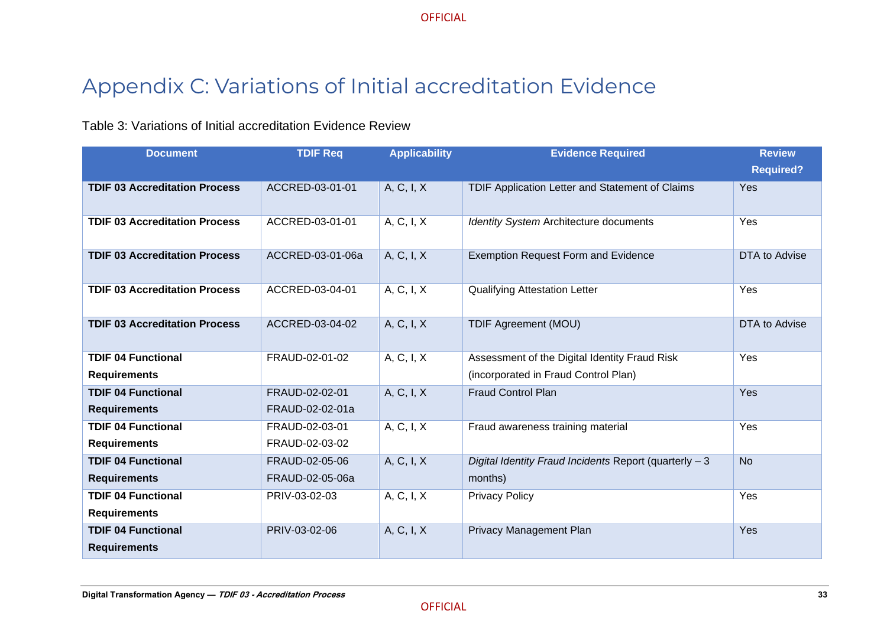# Appendix C: Variations of Initial accreditation Evidence

Table 3: Variations of Initial accreditation Evidence Review

| Document | TDIF Req | Applicability | Evidence Required | Review Required? |
|---|---|---|---|---|
| **TDIF 03 Accreditation Process** | ACCRED-03-01-01 | A, C, I, X | TDIF Application Letter and Statement of Claims | Yes |
| **TDIF 03 Accreditation Process** | ACCRED-03-01-01 | A, C, I, X | *Identity System* Architecture documents | Yes |
| **TDIF 03 Accreditation Process** | ACCRED-03-01-06a | A, C, I, X | Exemption Request Form and Evidence | DTA to Advise |
| **TDIF 03 Accreditation Process** | ACCRED-03-04-01 | A, C, I, X | Qualifying Attestation Letter | Yes |
| **TDIF 03 Accreditation Process** | ACCRED-03-04-02 | A, C, I, X | TDIF Agreement (MOU) | DTA to Advise |
| **TDIF 04 Functional Requirements** | FRAUD-02-01-02 | A, C, I, X | Assessment of the Digital Identity Fraud Risk (incorporated in Fraud Control Plan) | Yes |
| **TDIF 04 Functional Requirements** | FRAUD-02-02-01 FRAUD-02-02-01a | A, C, I, X | Fraud Control Plan | Yes |
| **TDIF 04 Functional Requirements** | FRAUD-02-03-01 FRAUD-02-03-02 | A, C, I, X | Fraud awareness training material | Yes |
| **TDIF 04 Functional Requirements** | FRAUD-02-05-06 FRAUD-02-05-06a | A, C, I, X | *Digital Identity Fraud Incidents* Report (quarterly – 3 months) | No |
| **TDIF 04 Functional Requirements** | PRIV-03-02-03 | A, C, I, X | Privacy Policy | Yes |
| **TDIF 04 Functional Requirements** | PRIV-03-02-06 | A, C, I, X | Privacy Management Plan | Yes |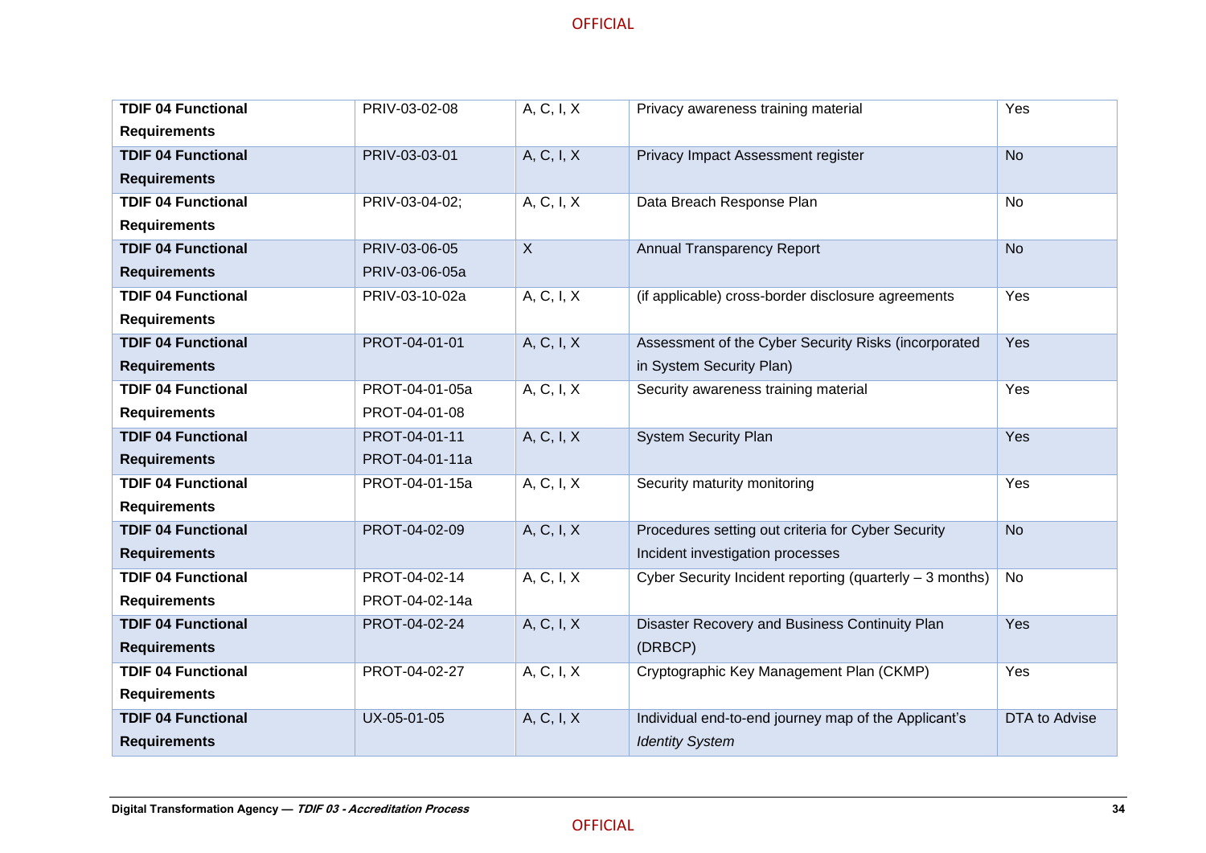| | | | | |
|---|---|---|---|---|
| **TDIF 04 Functional Requirements** | PRIV-03-02-08 | A, C, I, X | Privacy awareness training material | Yes |
| **TDIF 04 Functional Requirements** | PRIV-03-03-01 | A, C, I, X | Privacy Impact Assessment register | No |
| **TDIF 04 Functional Requirements** | PRIV-03-04-02; | A, C, I, X | Data Breach Response Plan | No |
| **TDIF 04 Functional Requirements** | PRIV-03-06-05 PRIV-03-06-05a | X | Annual Transparency Report | No |
| **TDIF 04 Functional Requirements** | PRIV-03-10-02a | A, C, I, X | (if applicable) cross-border disclosure agreements | Yes |
| **TDIF 04 Functional Requirements** | PROT-04-01-01 | A, C, I, X | Assessment of the Cyber Security Risks (incorporated in System Security Plan) | Yes |
| **TDIF 04 Functional Requirements** | PROT-04-01-05a PROT-04-01-08 | A, C, I, X | Security awareness training material | Yes |
| **TDIF 04 Functional Requirements** | PROT-04-01-11 PROT-04-01-11a | A, C, I, X | System Security Plan | Yes |
| **TDIF 04 Functional Requirements** | PROT-04-01-15a | A, C, I, X | Security maturity monitoring | Yes |
| **TDIF 04 Functional Requirements** | PROT-04-02-09 | A, C, I, X | Procedures setting out criteria for Cyber Security Incident investigation processes | No |
| **TDIF 04 Functional Requirements** | PROT-04-02-14 PROT-04-02-14a | A, C, I, X | Cyber Security Incident reporting (quarterly – 3 months) | No |
| **TDIF 04 Functional Requirements** | PROT-04-02-24 | A, C, I, X | Disaster Recovery and Business Continuity Plan (DRBCP) | Yes |
| **TDIF 04 Functional Requirements** | PROT-04-02-27 | A, C, I, X | Cryptographic Key Management Plan (CKMP) | Yes |
| **TDIF 04 Functional Requirements** | UX-05-01-05 | A, C, I, X | Individual end-to-end journey map of the Applicant's *Identity System* | DTA to Advise |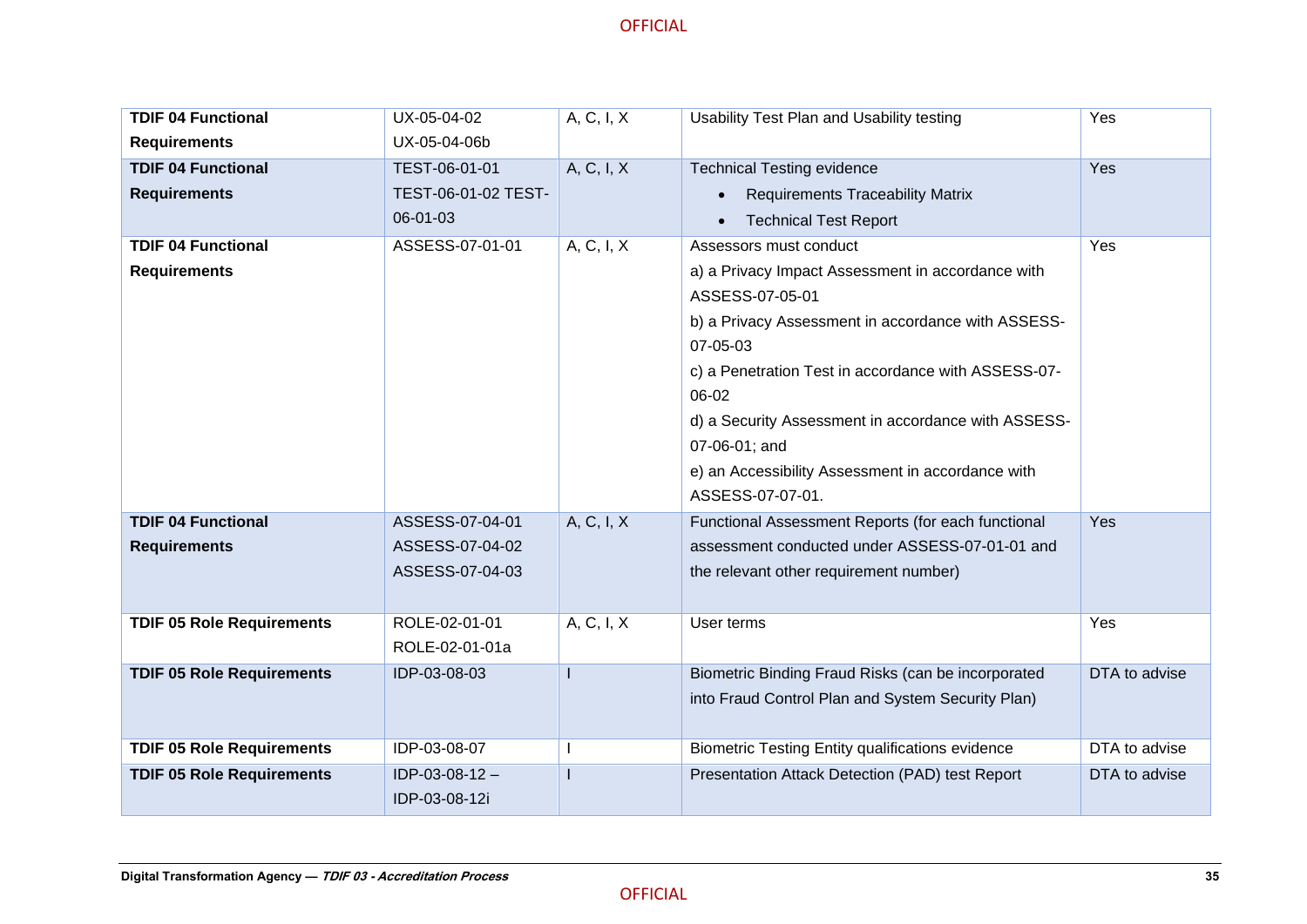| **TDIF 04 Functional Requirements** | UX-05-04-02 UX-05-04-06b | A, C, I, X | Usability Test Plan and Usability testing | Yes |
|---|---|---|---|---|
| **TDIF 04 Functional Requirements** | TEST-06-01-01 TEST-06-01-02 TEST-06-01-03 | A, C, I, X | Technical Testing evidence<br>• Requirements Traceability Matrix<br>• Technical Test Report | Yes |
| **TDIF 04 Functional Requirements** | ASSESS-07-01-01 | A, C, I, X | Assessors must conduct<br>a) a Privacy Impact Assessment in accordance with ASSESS-07-05-01<br>b) a Privacy Assessment in accordance with ASSESS-07-05-03<br>c) a Penetration Test in accordance with ASSESS-07-06-02<br>d) a Security Assessment in accordance with ASSESS-07-06-01; and<br>e) an Accessibility Assessment in accordance with ASSESS-07-07-01. | Yes |
| **TDIF 04 Functional Requirements** | ASSESS-07-04-01 ASSESS-07-04-02 ASSESS-07-04-03 | A, C, I, X | Functional Assessment Reports (for each functional assessment conducted under ASSESS-07-01-01 and the relevant other requirement number) | Yes |
| **TDIF 05 Role Requirements** | ROLE-02-01-01 ROLE-02-01-01a | A, C, I, X | User terms | Yes |
| **TDIF 05 Role Requirements** | IDP-03-08-03 | I | Biometric Binding Fraud Risks (can be incorporated into Fraud Control Plan and System Security Plan) | DTA to advise |
| **TDIF 05 Role Requirements** | IDP-03-08-07 | I | Biometric Testing Entity qualifications evidence | DTA to advise |
| **TDIF 05 Role Requirements** | IDP-03-08-12 – IDP-03-08-12i | I | Presentation Attack Detection (PAD) test Report | DTA to advise |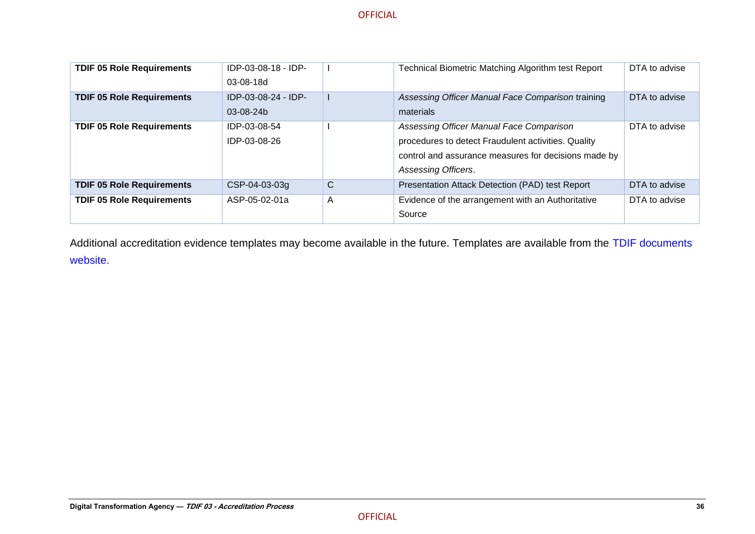| | | | | |
|---|---|---|---|---|
| **TDIF 05 Role Requirements** | IDP-03-08-18 - IDP-03-08-18d | I | Technical Biometric Matching Algorithm test Report | DTA to advise |
| **TDIF 05 Role Requirements** | IDP-03-08-24 - IDP-03-08-24b | I | *Assessing Officer Manual Face Comparison* training materials | DTA to advise |
| **TDIF 05 Role Requirements** | IDP-03-08-54 IDP-03-08-26 | I | *Assessing Officer Manual Face Comparison* procedures to detect Fraudulent activities. Quality control and assurance measures for decisions made by *Assessing Officers*. | DTA to advise |
| **TDIF 05 Role Requirements** | CSP-04-03-03g | C | Presentation Attack Detection (PAD) test Report | DTA to advise |
| **TDIF 05 Role Requirements** | ASP-05-02-01a | A | Evidence of the arrangement with an Authoritative Source | DTA to advise |

Additional accreditation evidence templates may become available in the future. Templates are available from the TDIF documents website.